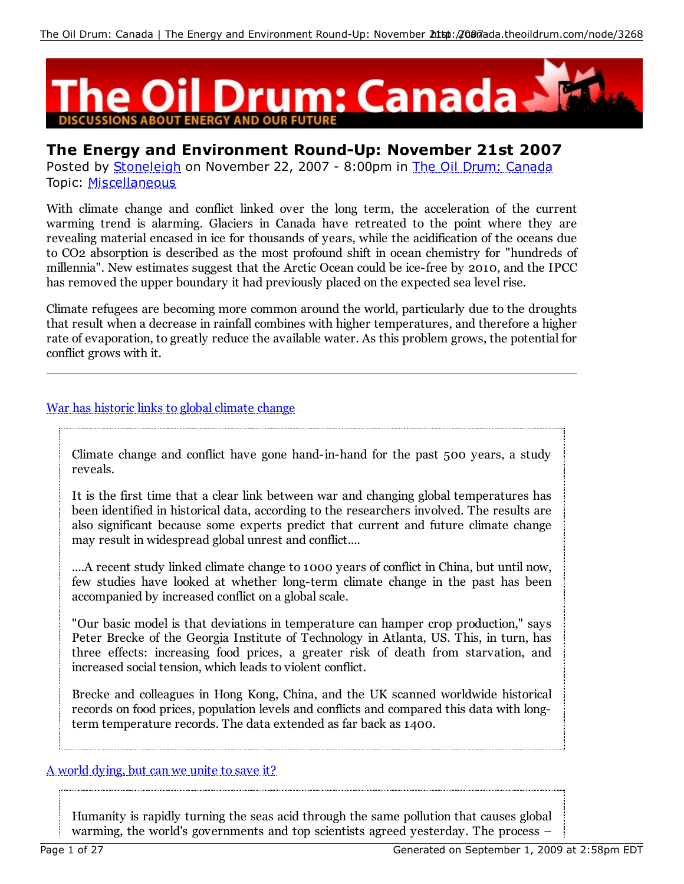# The Oil Drum: Canada

DISCUSSIONS ABOUT ENERGY AND OUR FUTURE

## The Energy and Environment Round-Up: November 21st 2007

Posted by Stoneleigh on November 22, 2007 - 8:00pm in The Oil Drum: Canada
Topic: Miscellaneous

With climate change and conflict linked over the long term, the acceleration of the current warming trend is alarming. Glaciers in Canada have retreated to the point where they are revealing material encased in ice for thousands of years, while the acidification of the oceans due to $CO_2$ absorption is described as the most profound shift in ocean chemistry for "hundreds of millennia". New estimates suggest that the Arctic Ocean could be ice-free by 2010, and the IPCC has removed the upper boundary it had previously placed on the expected sea level rise.

Climate refugees are becoming more common around the world, particularly due to the droughts that result when a decrease in rainfall combines with higher temperatures, and therefore a higher rate of evaporation, to greatly reduce the available water. As this problem grows, the potential for conflict grows with it.

---

War has historic links to global climate change

> Climate change and conflict have gone hand-in-hand for the past 500 years, a study reveals.
>
> It is the first time that a clear link between war and changing global temperatures has been identified in historical data, according to the researchers involved. The results are also significant because some experts predict that current and future climate change may result in widespread global unrest and conflict....
>
> ....A recent study linked climate change to 1000 years of conflict in China, but until now, few studies have looked at whether long-term climate change in the past has been accompanied by increased conflict on a global scale.
>
> "Our basic model is that deviations in temperature can hamper crop production," says Peter Brecke of the Georgia Institute of Technology in Atlanta, US. This, in turn, has three effects: increasing food prices, a greater risk of death from starvation, and increased social tension, which leads to violent conflict.
>
> Brecke and colleagues in Hong Kong, China, and the UK scanned worldwide historical records on food prices, population levels and conflicts and compared this data with long-term temperature records. The data extended as far back as 1400.

A world dying, but can we unite to save it?

> Humanity is rapidly turning the seas acid through the same pollution that causes global warming, the world's governments and top scientists agreed yesterday. The process –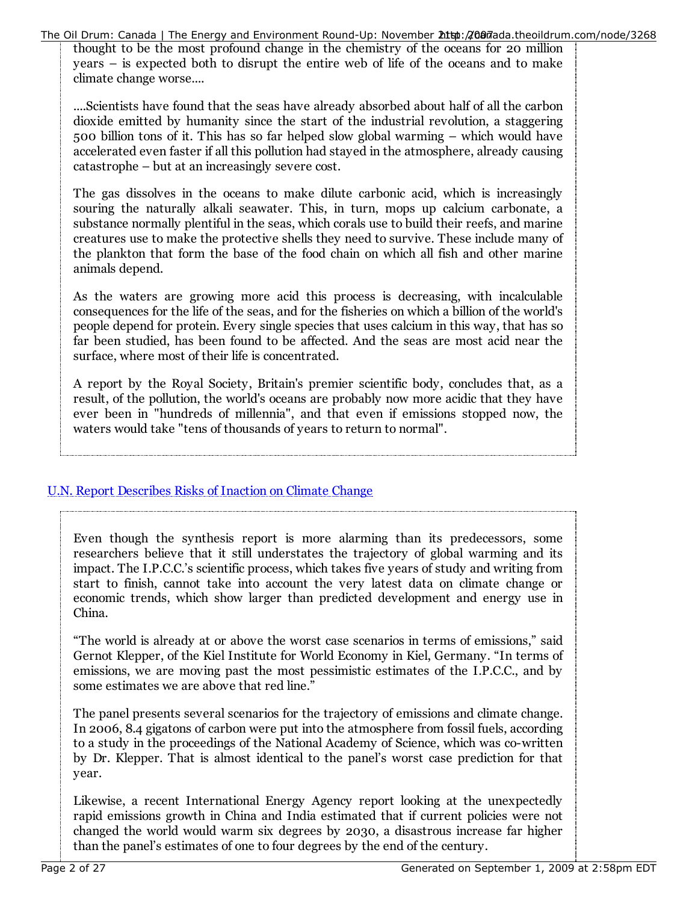thought to be the most profound change in the chemistry of the oceans for 20 million years – is expected both to disrupt the entire web of life of the oceans and to make climate change worse....

....Scientists have found that the seas have already absorbed about half of all the carbon dioxide emitted by humanity since the start of the industrial revolution, a staggering 500 billion tons of it. This has so far helped slow global warming – which would have accelerated even faster if all this pollution had stayed in the atmosphere, already causing catastrophe – but at an increasingly severe cost.

The gas dissolves in the oceans to make dilute carbonic acid, which is increasingly souring the naturally alkali seawater. This, in turn, mops up calcium carbonate, a substance normally plentiful in the seas, which corals use to build their reefs, and marine creatures use to make the protective shells they need to survive. These include many of the plankton that form the base of the food chain on which all fish and other marine animals depend.

As the waters are growing more acid this process is decreasing, with incalculable consequences for the life of the seas, and for the fisheries on which a billion of the world's people depend for protein. Every single species that uses calcium in this way, that has so far been studied, has been found to be affected. And the seas are most acid near the surface, where most of their life is concentrated.

A report by the Royal Society, Britain's premier scientific body, concludes that, as a result, of the pollution, the world's oceans are probably now more acidic that they have ever been in "hundreds of millennia", and that even if emissions stopped now, the waters would take "tens of thousands of years to return to normal".

[U.N. Report Describes Risks of Inaction on Climate Change]

Even though the synthesis report is more alarming than its predecessors, some researchers believe that it still understates the trajectory of global warming and its impact. The I.P.C.C.'s scientific process, which takes five years of study and writing from start to finish, cannot take into account the very latest data on climate change or economic trends, which show larger than predicted development and energy use in China.

"The world is already at or above the worst case scenarios in terms of emissions," said Gernot Klepper, of the Kiel Institute for World Economy in Kiel, Germany. "In terms of emissions, we are moving past the most pessimistic estimates of the I.P.C.C., and by some estimates we are above that red line."

The panel presents several scenarios for the trajectory of emissions and climate change. In 2006, 8.4 gigatons of carbon were put into the atmosphere from fossil fuels, according to a study in the proceedings of the National Academy of Science, which was co-written by Dr. Klepper. That is almost identical to the panel's worst case prediction for that year.

Likewise, a recent International Energy Agency report looking at the unexpectedly rapid emissions growth in China and India estimated that if current policies were not changed the world would warm six degrees by 2030, a disastrous increase far higher than the panel's estimates of one to four degrees by the end of the century.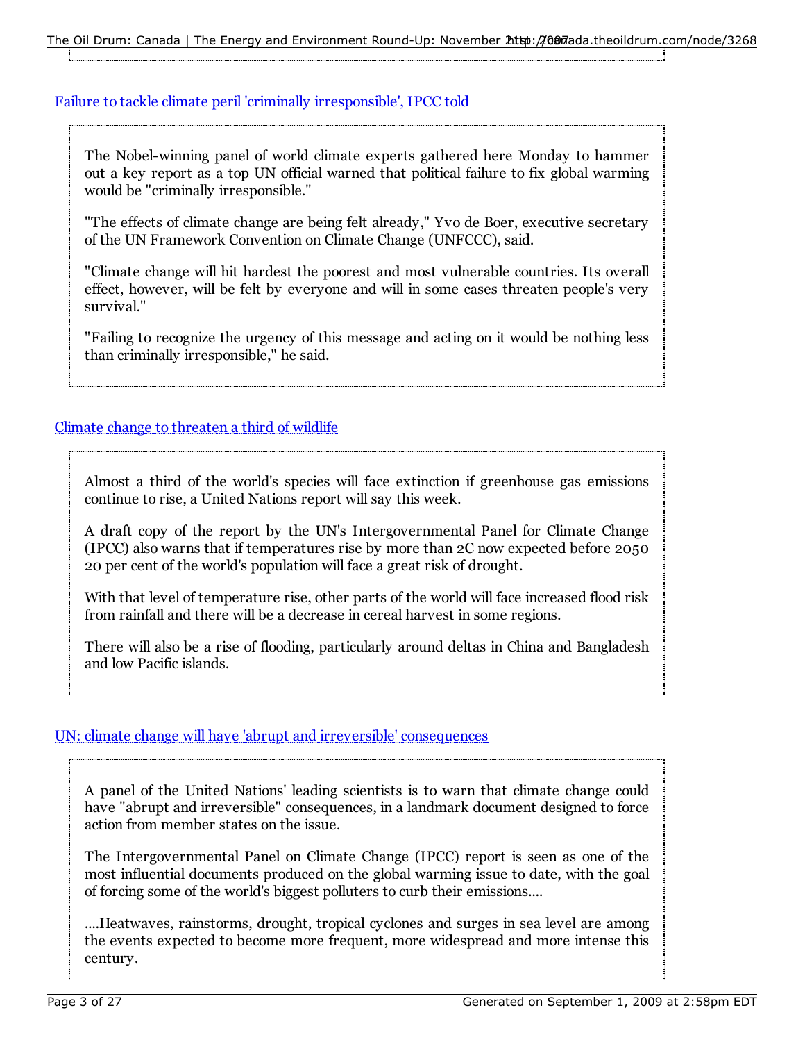[Failure to tackle climate peril 'criminally irresponsible', IPCC told]

> The Nobel-winning panel of world climate experts gathered here Monday to hammer out a key report as a top UN official warned that political failure to fix global warming would be "criminally irresponsible."
>
> "The effects of climate change are being felt already," Yvo de Boer, executive secretary of the UN Framework Convention on Climate Change (UNFCCC), said.
>
> "Climate change will hit hardest the poorest and most vulnerable countries. Its overall effect, however, will be felt by everyone and will in some cases threaten people's very survival."
>
> "Failing to recognize the urgency of this message and acting on it would be nothing less than criminally irresponsible," he said.

[Climate change to threaten a third of wildlife]

> Almost a third of the world's species will face extinction if greenhouse gas emissions continue to rise, a United Nations report will say this week.
>
> A draft copy of the report by the UN's Intergovernmental Panel for Climate Change (IPCC) also warns that if temperatures rise by more than 2C now expected before 2050 20 per cent of the world's population will face a great risk of drought.
>
> With that level of temperature rise, other parts of the world will face increased flood risk from rainfall and there will be a decrease in cereal harvest in some regions.
>
> There will also be a rise of flooding, particularly around deltas in China and Bangladesh and low Pacific islands.

[UN: climate change will have 'abrupt and irreversible' consequences]

> A panel of the United Nations' leading scientists is to warn that climate change could have "abrupt and irreversible" consequences, in a landmark document designed to force action from member states on the issue.
>
> The Intergovernmental Panel on Climate Change (IPCC) report is seen as one of the most influential documents produced on the global warming issue to date, with the goal of forcing some of the world's biggest polluters to curb their emissions....
>
> ....Heatwaves, rainstorms, drought, tropical cyclones and surges in sea level are among the events expected to become more frequent, more widespread and more intense this century.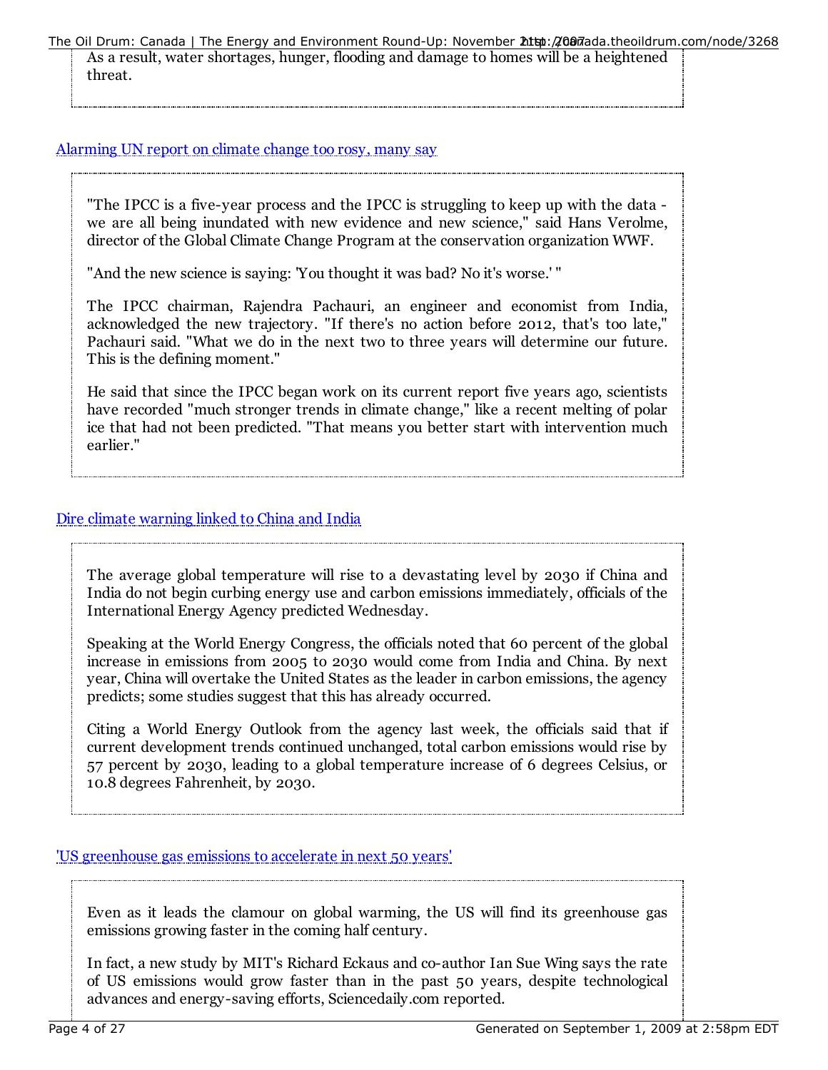As a result, water shortages, hunger, flooding and damage to homes will be a heightened threat.

[Alarming UN report on climate change too rosy, many say]

> "The IPCC is a five-year process and the IPCC is struggling to keep up with the data - we are all being inundated with new evidence and new science," said Hans Verolme, director of the Global Climate Change Program at the conservation organization WWF.
>
> "And the new science is saying: 'You thought it was bad? No it's worse.' "
>
> The IPCC chairman, Rajendra Pachauri, an engineer and economist from India, acknowledged the new trajectory. "If there's no action before 2012, that's too late," Pachauri said. "What we do in the next two to three years will determine our future. This is the defining moment."
>
> He said that since the IPCC began work on its current report five years ago, scientists have recorded "much stronger trends in climate change," like a recent melting of polar ice that had not been predicted. "That means you better start with intervention much earlier."

[Dire climate warning linked to China and India]

> The average global temperature will rise to a devastating level by 2030 if China and India do not begin curbing energy use and carbon emissions immediately, officials of the International Energy Agency predicted Wednesday.
>
> Speaking at the World Energy Congress, the officials noted that 60 percent of the global increase in emissions from 2005 to 2030 would come from India and China. By next year, China will overtake the United States as the leader in carbon emissions, the agency predicts; some studies suggest that this has already occurred.
>
> Citing a World Energy Outlook from the agency last week, the officials said that if current development trends continued unchanged, total carbon emissions would rise by 57 percent by 2030, leading to a global temperature increase of 6 degrees Celsius, or 10.8 degrees Fahrenheit, by 2030.

['US greenhouse gas emissions to accelerate in next 50 years']

> Even as it leads the clamour on global warming, the US will find its greenhouse gas emissions growing faster in the coming half century.
>
> In fact, a new study by MIT's Richard Eckaus and co-author Ian Sue Wing says the rate of US emissions would grow faster than in the past 50 years, despite technological advances and energy-saving efforts, Sciencedaily.com reported.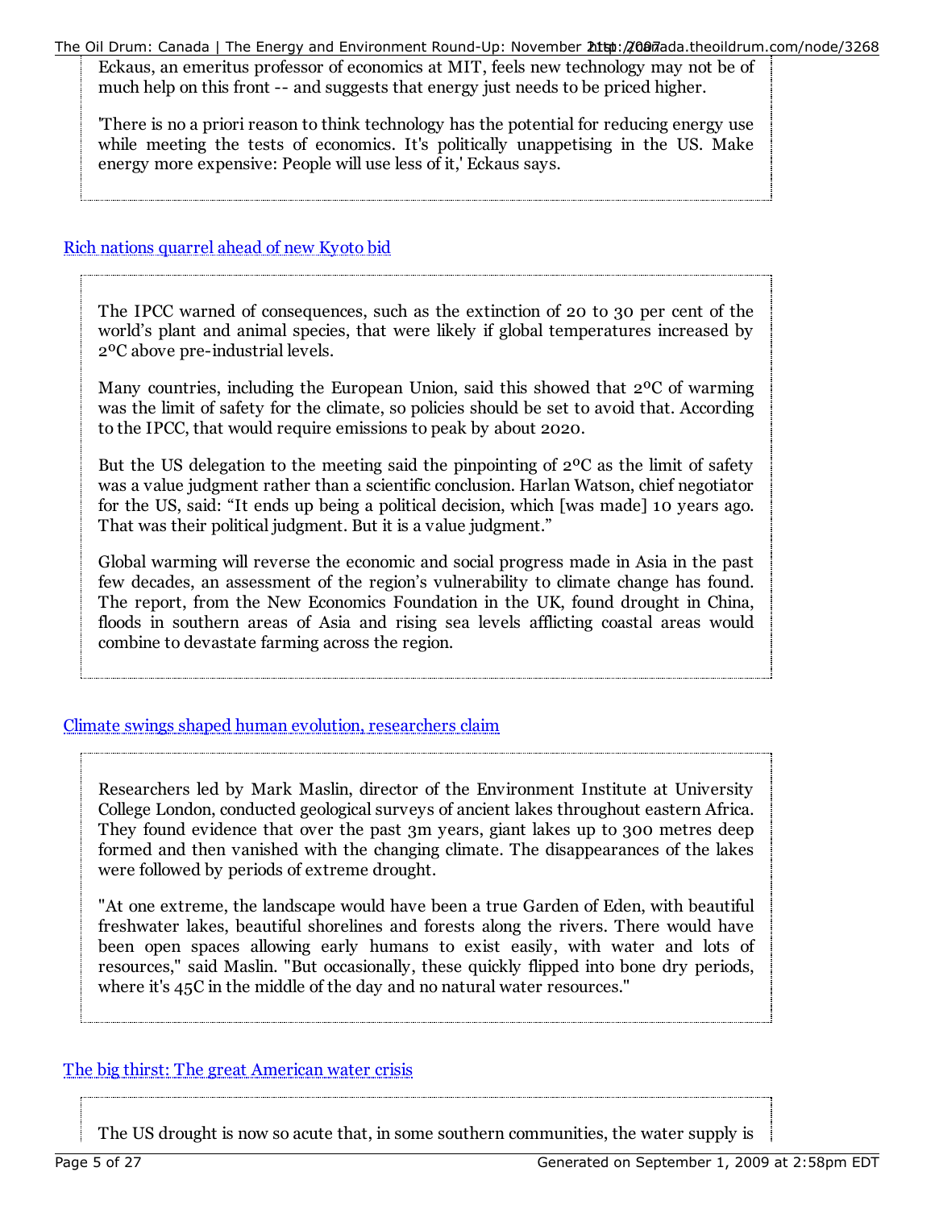Eckaus, an emeritus professor of economics at MIT, feels new technology may not be of much help on this front -- and suggests that energy just needs to be priced higher.

'There is no a priori reason to think technology has the potential for reducing energy use while meeting the tests of economics. It's politically unappetising in the US. Make energy more expensive: People will use less of it,' Eckaus says.

[Rich nations quarrel ahead of new Kyoto bid]

The IPCC warned of consequences, such as the extinction of 20 to 30 per cent of the world's plant and animal species, that were likely if global temperatures increased by 2ºC above pre-industrial levels.

Many countries, including the European Union, said this showed that 2ºC of warming was the limit of safety for the climate, so policies should be set to avoid that. According to the IPCC, that would require emissions to peak by about 2020.

But the US delegation to the meeting said the pinpointing of 2ºC as the limit of safety was a value judgment rather than a scientific conclusion. Harlan Watson, chief negotiator for the US, said: "It ends up being a political decision, which [was made] 10 years ago. That was their political judgment. But it is a value judgment."

Global warming will reverse the economic and social progress made in Asia in the past few decades, an assessment of the region's vulnerability to climate change has found. The report, from the New Economics Foundation in the UK, found drought in China, floods in southern areas of Asia and rising sea levels afflicting coastal areas would combine to devastate farming across the region.

[Climate swings shaped human evolution, researchers claim]

Researchers led by Mark Maslin, director of the Environment Institute at University College London, conducted geological surveys of ancient lakes throughout eastern Africa. They found evidence that over the past 3m years, giant lakes up to 300 metres deep formed and then vanished with the changing climate. The disappearances of the lakes were followed by periods of extreme drought.

"At one extreme, the landscape would have been a true Garden of Eden, with beautiful freshwater lakes, beautiful shorelines and forests along the rivers. There would have been open spaces allowing early humans to exist easily, with water and lots of resources," said Maslin. "But occasionally, these quickly flipped into bone dry periods, where it's 45C in the middle of the day and no natural water resources."

[The big thirst: The great American water crisis]

The US drought is now so acute that, in some southern communities, the water supply is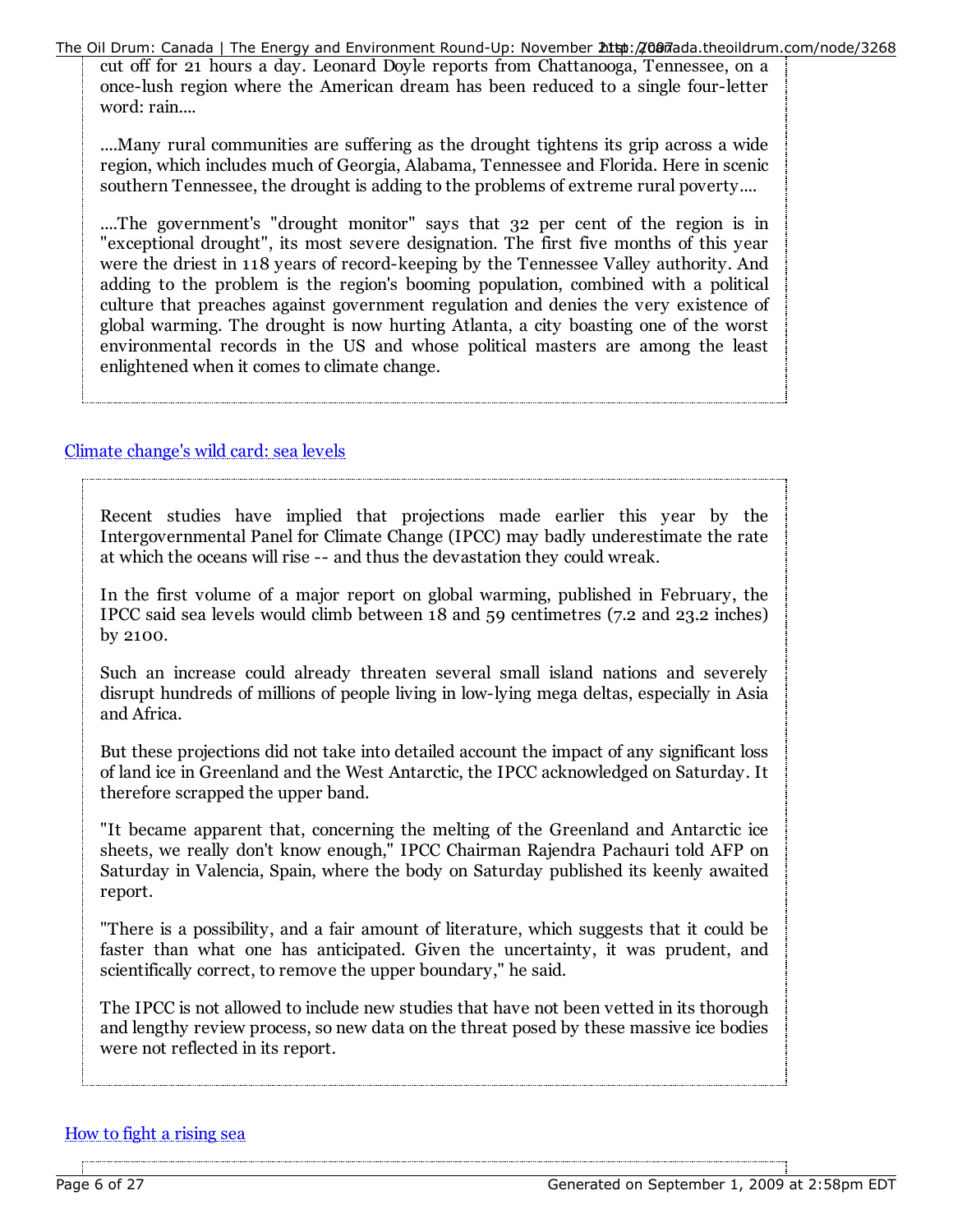cut off for 21 hours a day. Leonard Doyle reports from Chattanooga, Tennessee, on a once-lush region where the American dream has been reduced to a single four-letter word: rain....

....Many rural communities are suffering as the drought tightens its grip across a wide region, which includes much of Georgia, Alabama, Tennessee and Florida. Here in scenic southern Tennessee, the drought is adding to the problems of extreme rural poverty....

....The government's "drought monitor" says that 32 per cent of the region is in "exceptional drought", its most severe designation. The first five months of this year were the driest in 118 years of record-keeping by the Tennessee Valley authority. And adding to the problem is the region's booming population, combined with a political culture that preaches against government regulation and denies the very existence of global warming. The drought is now hurting Atlanta, a city boasting one of the worst environmental records in the US and whose political masters are among the least enlightened when it comes to climate change.

[Climate change's wild card: sea levels]

> Recent studies have implied that projections made earlier this year by the Intergovernmental Panel for Climate Change (IPCC) may badly underestimate the rate at which the oceans will rise -- and thus the devastation they could wreak.
>
> In the first volume of a major report on global warming, published in February, the IPCC said sea levels would climb between 18 and 59 centimetres (7.2 and 23.2 inches) by 2100.
>
> Such an increase could already threaten several small island nations and severely disrupt hundreds of millions of people living in low-lying mega deltas, especially in Asia and Africa.
>
> But these projections did not take into detailed account the impact of any significant loss of land ice in Greenland and the West Antarctic, the IPCC acknowledged on Saturday. It therefore scrapped the upper band.
>
> "It became apparent that, concerning the melting of the Greenland and Antarctic ice sheets, we really don't know enough," IPCC Chairman Rajendra Pachauri told AFP on Saturday in Valencia, Spain, where the body on Saturday published its keenly awaited report.
>
> "There is a possibility, and a fair amount of literature, which suggests that it could be faster than what one has anticipated. Given the uncertainty, it was prudent, and scientifically correct, to remove the upper boundary," he said.
>
> The IPCC is not allowed to include new studies that have not been vetted in its thorough and lengthy review process, so new data on the threat posed by these massive ice bodies were not reflected in its report.

[How to fight a rising sea]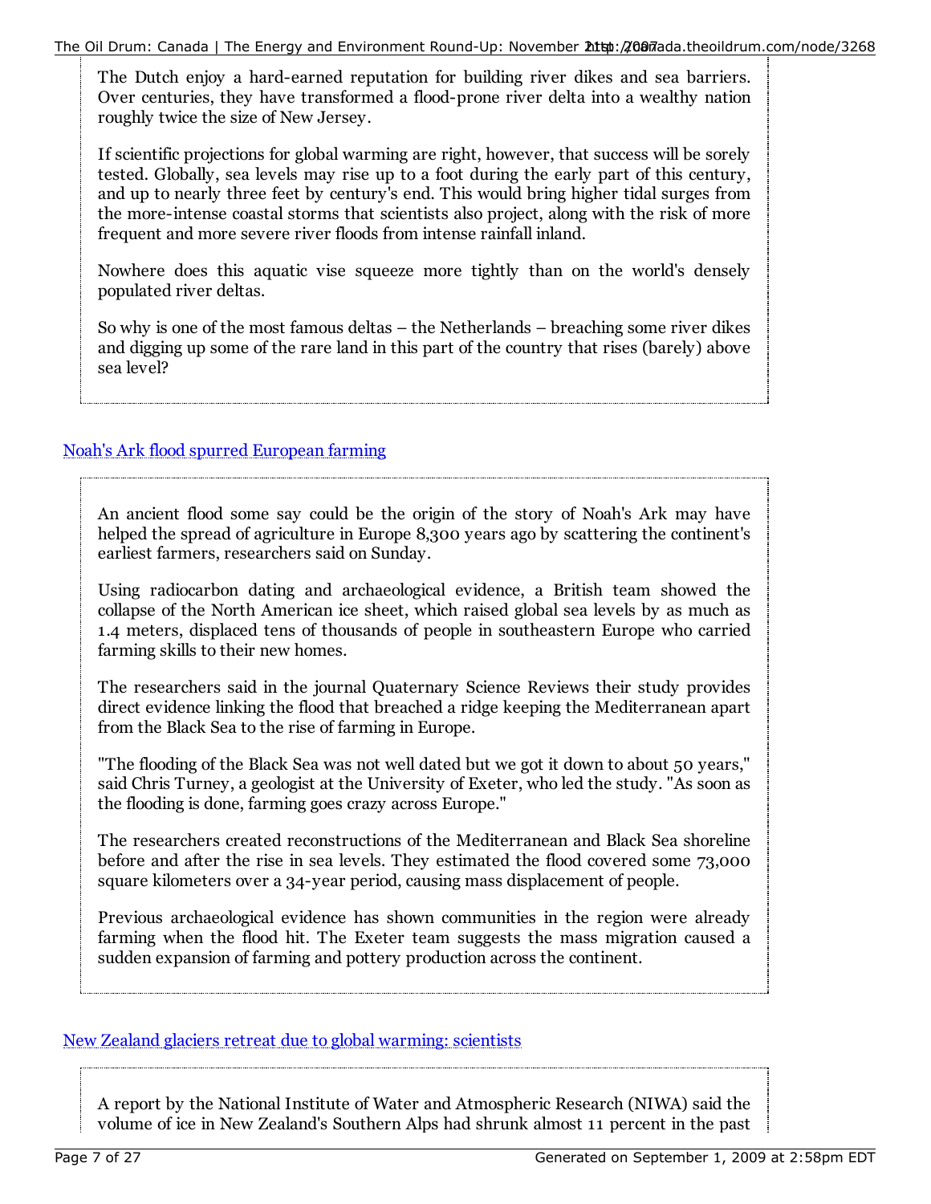The Dutch enjoy a hard-earned reputation for building river dikes and sea barriers. Over centuries, they have transformed a flood-prone river delta into a wealthy nation roughly twice the size of New Jersey.

If scientific projections for global warming are right, however, that success will be sorely tested. Globally, sea levels may rise up to a foot during the early part of this century, and up to nearly three feet by century's end. This would bring higher tidal surges from the more-intense coastal storms that scientists also project, along with the risk of more frequent and more severe river floods from intense rainfall inland.

Nowhere does this aquatic vise squeeze more tightly than on the world's densely populated river deltas.

So why is one of the most famous deltas – the Netherlands – breaching some river dikes and digging up some of the rare land in this part of the country that rises (barely) above sea level?

[Noah's Ark flood spurred European farming]

An ancient flood some say could be the origin of the story of Noah's Ark may have helped the spread of agriculture in Europe 8,300 years ago by scattering the continent's earliest farmers, researchers said on Sunday.

Using radiocarbon dating and archaeological evidence, a British team showed the collapse of the North American ice sheet, which raised global sea levels by as much as 1.4 meters, displaced tens of thousands of people in southeastern Europe who carried farming skills to their new homes.

The researchers said in the journal Quaternary Science Reviews their study provides direct evidence linking the flood that breached a ridge keeping the Mediterranean apart from the Black Sea to the rise of farming in Europe.

"The flooding of the Black Sea was not well dated but we got it down to about 50 years," said Chris Turney, a geologist at the University of Exeter, who led the study. "As soon as the flooding is done, farming goes crazy across Europe."

The researchers created reconstructions of the Mediterranean and Black Sea shoreline before and after the rise in sea levels. They estimated the flood covered some 73,000 square kilometers over a 34-year period, causing mass displacement of people.

Previous archaeological evidence has shown communities in the region were already farming when the flood hit. The Exeter team suggests the mass migration caused a sudden expansion of farming and pottery production across the continent.

[New Zealand glaciers retreat due to global warming: scientists]

A report by the National Institute of Water and Atmospheric Research (NIWA) said the volume of ice in New Zealand's Southern Alps had shrunk almost 11 percent in the past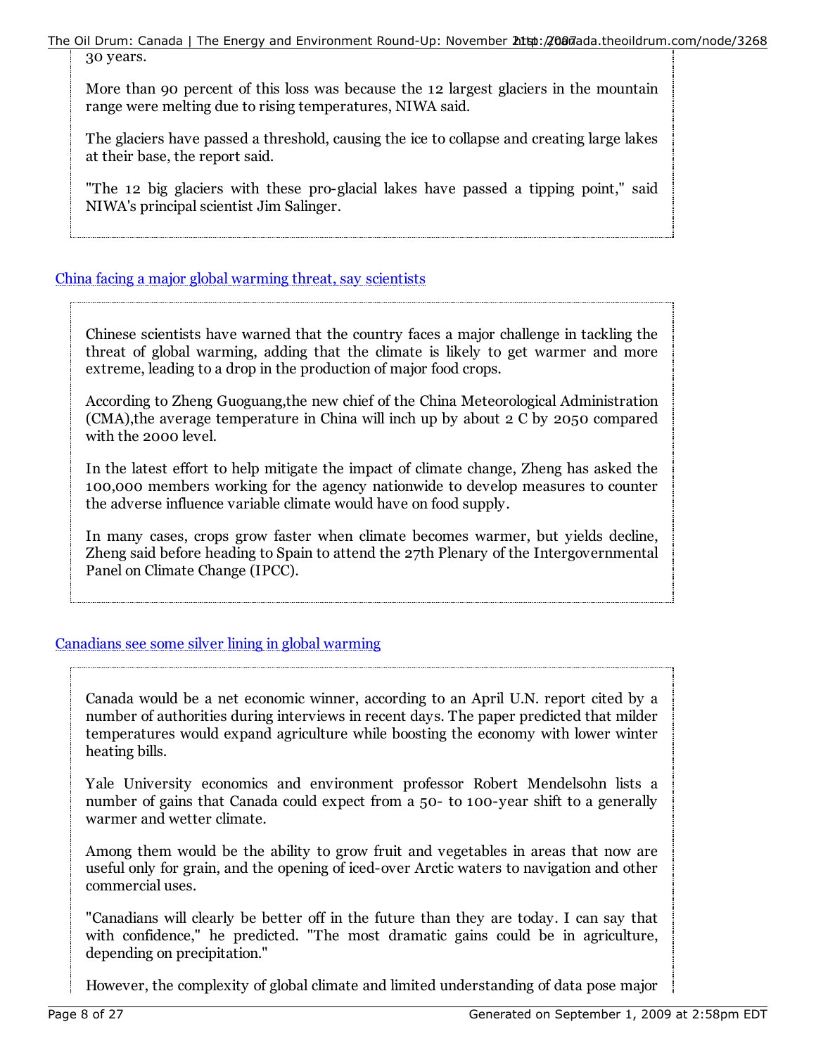30 years.

More than 90 percent of this loss was because the 12 largest glaciers in the mountain range were melting due to rising temperatures, NIWA said.

The glaciers have passed a threshold, causing the ice to collapse and creating large lakes at their base, the report said.

"The 12 big glaciers with these pro-glacial lakes have passed a tipping point," said NIWA's principal scientist Jim Salinger.

[China facing a major global warming threat, say scientists]

Chinese scientists have warned that the country faces a major challenge in tackling the threat of global warming, adding that the climate is likely to get warmer and more extreme, leading to a drop in the production of major food crops.

According to Zheng Guoguang,the new chief of the China Meteorological Administration (CMA),the average temperature in China will inch up by about 2 C by 2050 compared with the 2000 level.

In the latest effort to help mitigate the impact of climate change, Zheng has asked the 100,000 members working for the agency nationwide to develop measures to counter the adverse influence variable climate would have on food supply.

In many cases, crops grow faster when climate becomes warmer, but yields decline, Zheng said before heading to Spain to attend the 27th Plenary of the Intergovernmental Panel on Climate Change (IPCC).

[Canadians see some silver lining in global warming]

Canada would be a net economic winner, according to an April U.N. report cited by a number of authorities during interviews in recent days. The paper predicted that milder temperatures would expand agriculture while boosting the economy with lower winter heating bills.

Yale University economics and environment professor Robert Mendelsohn lists a number of gains that Canada could expect from a 50- to 100-year shift to a generally warmer and wetter climate.

Among them would be the ability to grow fruit and vegetables in areas that now are useful only for grain, and the opening of iced-over Arctic waters to navigation and other commercial uses.

"Canadians will clearly be better off in the future than they are today. I can say that with confidence," he predicted. "The most dramatic gains could be in agriculture, depending on precipitation."

However, the complexity of global climate and limited understanding of data pose major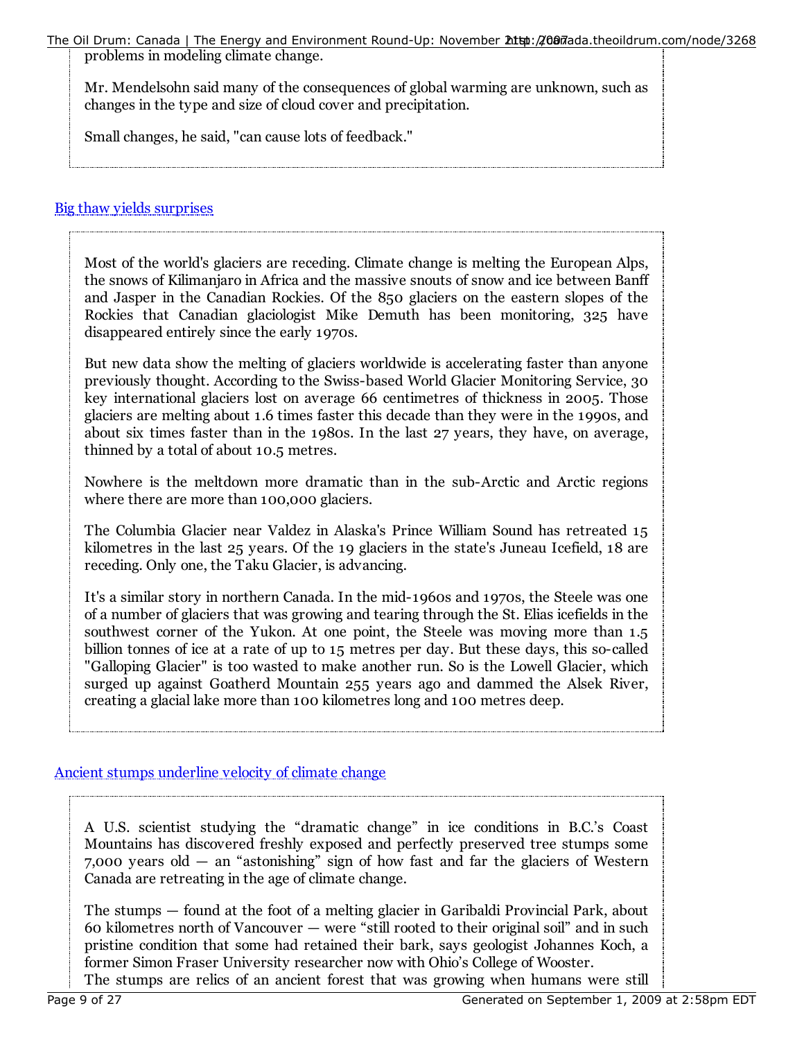problems in modeling climate change.

> Mr. Mendelsohn said many of the consequences of global warming are unknown, such as changes in the type and size of cloud cover and precipitation.
>
> Small changes, he said, "can cause lots of feedback."

[Big thaw yields surprises]

> Most of the world's glaciers are receding. Climate change is melting the European Alps, the snows of Kilimanjaro in Africa and the massive snouts of snow and ice between Banff and Jasper in the Canadian Rockies. Of the 850 glaciers on the eastern slopes of the Rockies that Canadian glaciologist Mike Demuth has been monitoring, 325 have disappeared entirely since the early 1970s.
>
> But new data show the melting of glaciers worldwide is accelerating faster than anyone previously thought. According to the Swiss-based World Glacier Monitoring Service, 30 key international glaciers lost on average 66 centimetres of thickness in 2005. Those glaciers are melting about 1.6 times faster this decade than they were in the 1990s, and about six times faster than in the 1980s. In the last 27 years, they have, on average, thinned by a total of about 10.5 metres.
>
> Nowhere is the meltdown more dramatic than in the sub-Arctic and Arctic regions where there are more than 100,000 glaciers.
>
> The Columbia Glacier near Valdez in Alaska's Prince William Sound has retreated 15 kilometres in the last 25 years. Of the 19 glaciers in the state's Juneau Icefield, 18 are receding. Only one, the Taku Glacier, is advancing.
>
> It's a similar story in northern Canada. In the mid-1960s and 1970s, the Steele was one of a number of glaciers that was growing and tearing through the St. Elias icefields in the southwest corner of the Yukon. At one point, the Steele was moving more than 1.5 billion tonnes of ice at a rate of up to 15 metres per day. But these days, this so-called "Galloping Glacier" is too wasted to make another run. So is the Lowell Glacier, which surged up against Goatherd Mountain 255 years ago and dammed the Alsek River, creating a glacial lake more than 100 kilometres long and 100 metres deep.

[Ancient stumps underline velocity of climate change]

> A U.S. scientist studying the "dramatic change" in ice conditions in B.C.'s Coast Mountains has discovered freshly exposed and perfectly preserved tree stumps some 7,000 years old — an "astonishing" sign of how fast and far the glaciers of Western Canada are retreating in the age of climate change.
>
> The stumps — found at the foot of a melting glacier in Garibaldi Provincial Park, about 60 kilometres north of Vancouver — were "still rooted to their original soil" and in such pristine condition that some had retained their bark, says geologist Johannes Koch, a former Simon Fraser University researcher now with Ohio's College of Wooster.
> The stumps are relics of an ancient forest that was growing when humans were still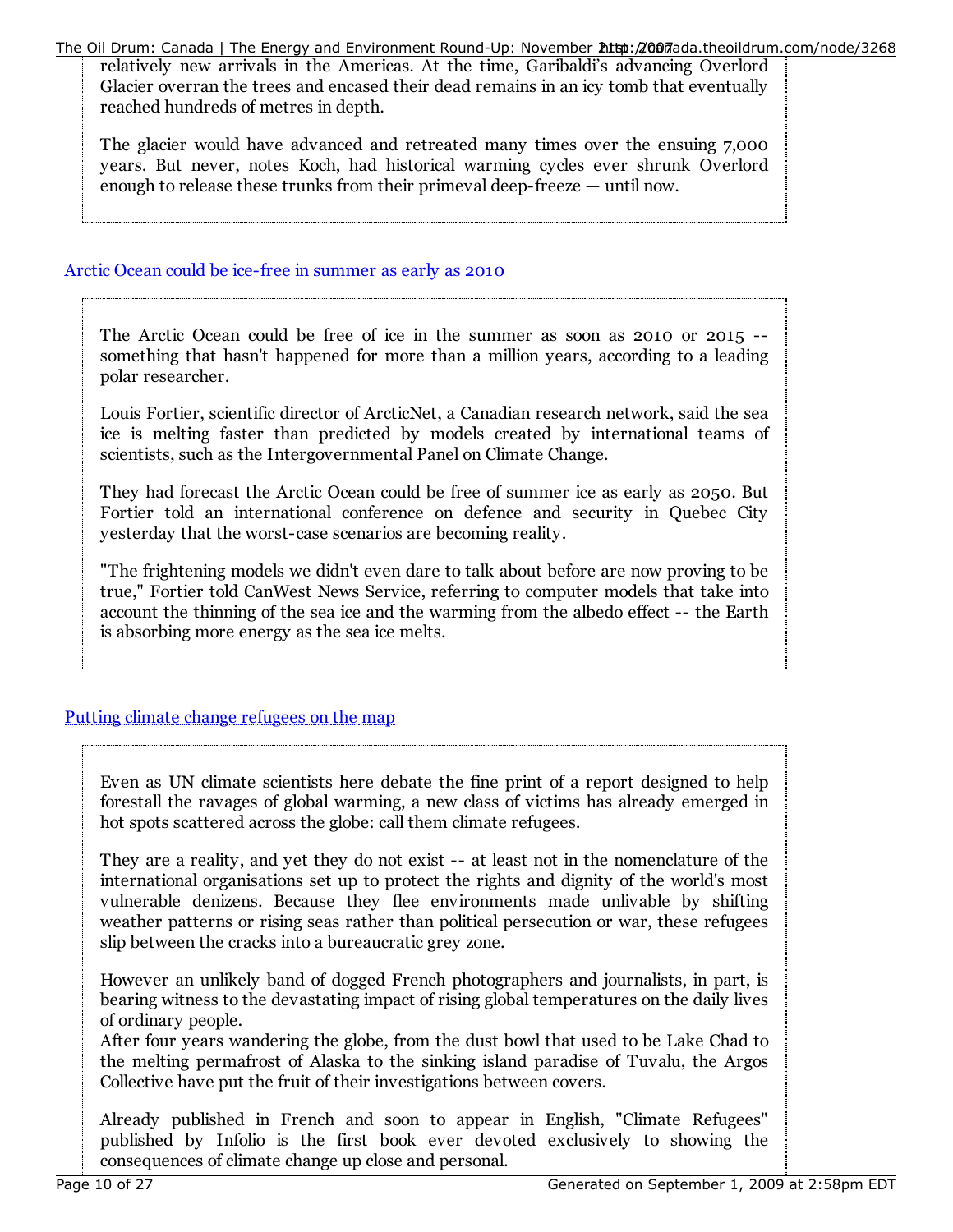relatively new arrivals in the Americas. At the time, Garibaldi's advancing Overlord Glacier overran the trees and encased their dead remains in an icy tomb that eventually reached hundreds of metres in depth.

The glacier would have advanced and retreated many times over the ensuing 7,000 years. But never, notes Koch, had historical warming cycles ever shrunk Overlord enough to release these trunks from their primeval deep-freeze — until now.

[Arctic Ocean could be ice-free in summer as early as 2010]

The Arctic Ocean could be free of ice in the summer as soon as 2010 or 2015 -- something that hasn't happened for more than a million years, according to a leading polar researcher.

Louis Fortier, scientific director of ArcticNet, a Canadian research network, said the sea ice is melting faster than predicted by models created by international teams of scientists, such as the Intergovernmental Panel on Climate Change.

They had forecast the Arctic Ocean could be free of summer ice as early as 2050. But Fortier told an international conference on defence and security in Quebec City yesterday that the worst-case scenarios are becoming reality.

"The frightening models we didn't even dare to talk about before are now proving to be true," Fortier told CanWest News Service, referring to computer models that take into account the thinning of the sea ice and the warming from the albedo effect -- the Earth is absorbing more energy as the sea ice melts.

[Putting climate change refugees on the map]

Even as UN climate scientists here debate the fine print of a report designed to help forestall the ravages of global warming, a new class of victims has already emerged in hot spots scattered across the globe: call them climate refugees.

They are a reality, and yet they do not exist -- at least not in the nomenclature of the international organisations set up to protect the rights and dignity of the world's most vulnerable denizens. Because they flee environments made unlivable by shifting weather patterns or rising seas rather than political persecution or war, these refugees slip between the cracks into a bureaucratic grey zone.

However an unlikely band of dogged French photographers and journalists, in part, is bearing witness to the devastating impact of rising global temperatures on the daily lives of ordinary people.
After four years wandering the globe, from the dust bowl that used to be Lake Chad to the melting permafrost of Alaska to the sinking island paradise of Tuvalu, the Argos Collective have put the fruit of their investigations between covers.

Already published in French and soon to appear in English, "Climate Refugees" published by Infolio is the first book ever devoted exclusively to showing the consequences of climate change up close and personal.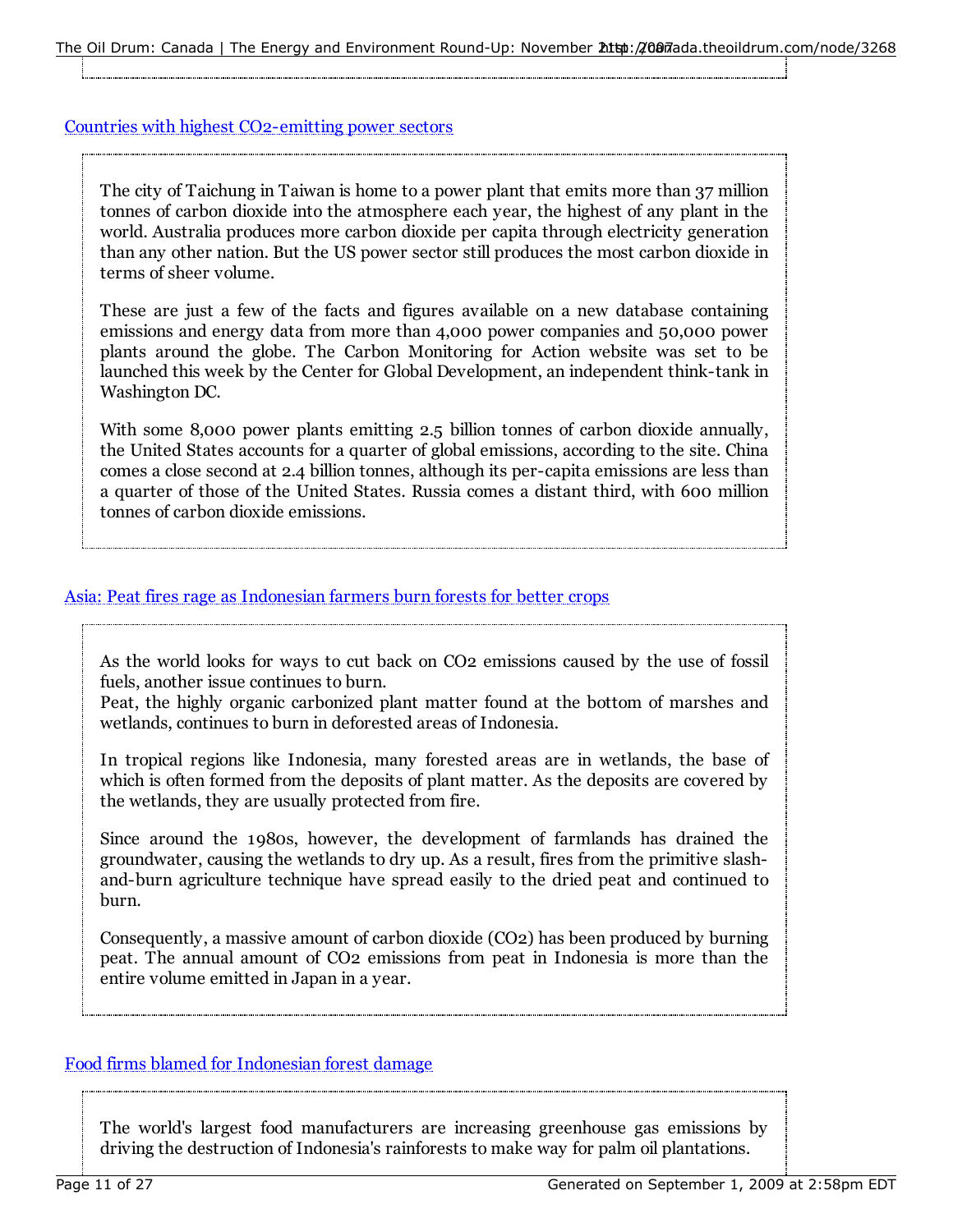[Countries with highest CO2-emitting power sectors]

The city of Taichung in Taiwan is home to a power plant that emits more than 37 million tonnes of carbon dioxide into the atmosphere each year, the highest of any plant in the world. Australia produces more carbon dioxide per capita through electricity generation than any other nation. But the US power sector still produces the most carbon dioxide in terms of sheer volume.

These are just a few of the facts and figures available on a new database containing emissions and energy data from more than 4,000 power companies and 50,000 power plants around the globe. The Carbon Monitoring for Action website was set to be launched this week by the Center for Global Development, an independent think-tank in Washington DC.

With some 8,000 power plants emitting 2.5 billion tonnes of carbon dioxide annually, the United States accounts for a quarter of global emissions, according to the site. China comes a close second at 2.4 billion tonnes, although its per-capita emissions are less than a quarter of those of the United States. Russia comes a distant third, with 600 million tonnes of carbon dioxide emissions.

[Asia: Peat fires rage as Indonesian farmers burn forests for better crops]

As the world looks for ways to cut back on $CO_2$ emissions caused by the use of fossil fuels, another issue continues to burn.
Peat, the highly organic carbonized plant matter found at the bottom of marshes and wetlands, continues to burn in deforested areas of Indonesia.

In tropical regions like Indonesia, many forested areas are in wetlands, the base of which is often formed from the deposits of plant matter. As the deposits are covered by the wetlands, they are usually protected from fire.

Since around the 1980s, however, the development of farmlands has drained the groundwater, causing the wetlands to dry up. As a result, fires from the primitive slash-and-burn agriculture technique have spread easily to the dried peat and continued to burn.

Consequently, a massive amount of carbon dioxide ($CO_2$) has been produced by burning peat. The annual amount of $CO_2$ emissions from peat in Indonesia is more than the entire volume emitted in Japan in a year.

[Food firms blamed for Indonesian forest damage]

The world's largest food manufacturers are increasing greenhouse gas emissions by driving the destruction of Indonesia's rainforests to make way for palm oil plantations.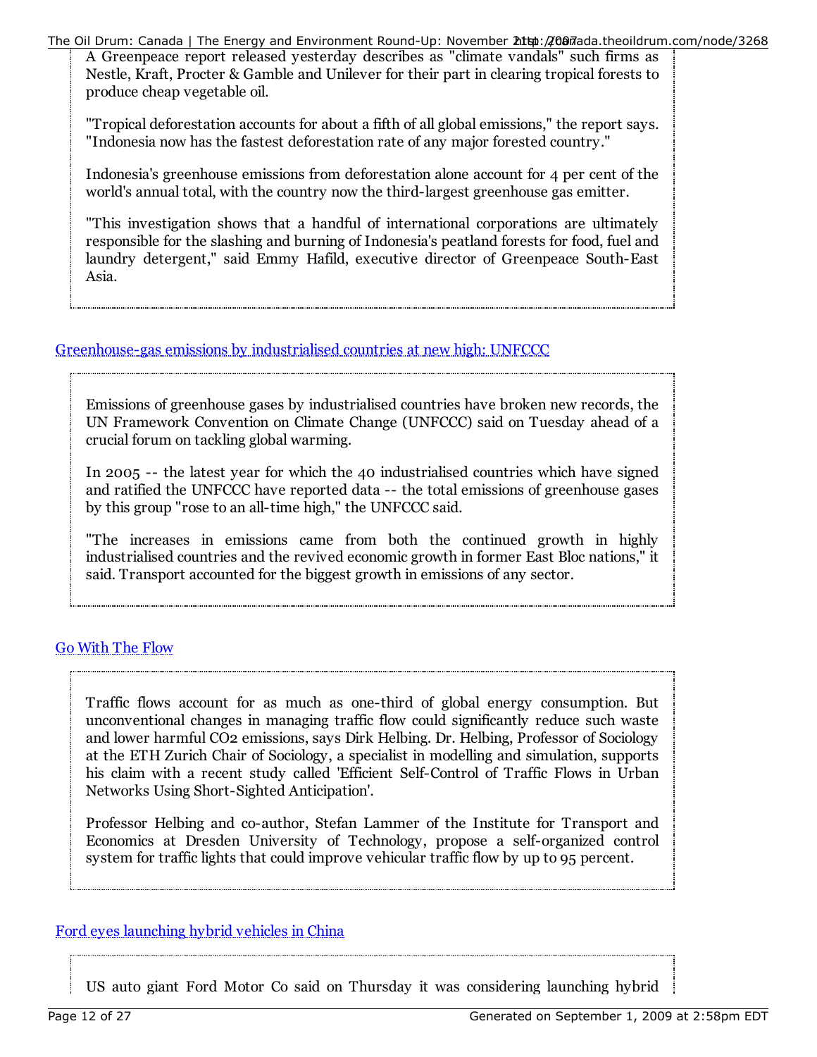A Greenpeace report released yesterday describes as "climate vandals" such firms as Nestle, Kraft, Procter & Gamble and Unilever for their part in clearing tropical forests to produce cheap vegetable oil.

"Tropical deforestation accounts for about a fifth of all global emissions," the report says. "Indonesia now has the fastest deforestation rate of any major forested country."

Indonesia's greenhouse emissions from deforestation alone account for 4 per cent of the world's annual total, with the country now the third-largest greenhouse gas emitter.

"This investigation shows that a handful of international corporations are ultimately responsible for the slashing and burning of Indonesia's peatland forests for food, fuel and laundry detergent," said Emmy Hafild, executive director of Greenpeace South-East Asia.

[Greenhouse-gas emissions by industrialised countries at new high: UNFCCC]

> Emissions of greenhouse gases by industrialised countries have broken new records, the UN Framework Convention on Climate Change (UNFCCC) said on Tuesday ahead of a crucial forum on tackling global warming.
>
> In 2005 -- the latest year for which the 40 industrialised countries which have signed and ratified the UNFCCC have reported data -- the total emissions of greenhouse gases by this group "rose to an all-time high," the UNFCCC said.
>
> "The increases in emissions came from both the continued growth in highly industrialised countries and the revived economic growth in former East Bloc nations," it said. Transport accounted for the biggest growth in emissions of any sector.

[Go With The Flow]

> Traffic flows account for as much as one-third of global energy consumption. But unconventional changes in managing traffic flow could significantly reduce such waste and lower harmful $CO_2$ emissions, says Dirk Helbing. Dr. Helbing, Professor of Sociology at the ETH Zurich Chair of Sociology, a specialist in modelling and simulation, supports his claim with a recent study called 'Efficient Self-Control of Traffic Flows in Urban Networks Using Short-Sighted Anticipation'.
>
> Professor Helbing and co-author, Stefan Lammer of the Institute for Transport and Economics at Dresden University of Technology, propose a self-organized control system for traffic lights that could improve vehicular traffic flow by up to 95 percent.

[Ford eyes launching hybrid vehicles in China]

> US auto giant Ford Motor Co said on Thursday it was considering launching hybrid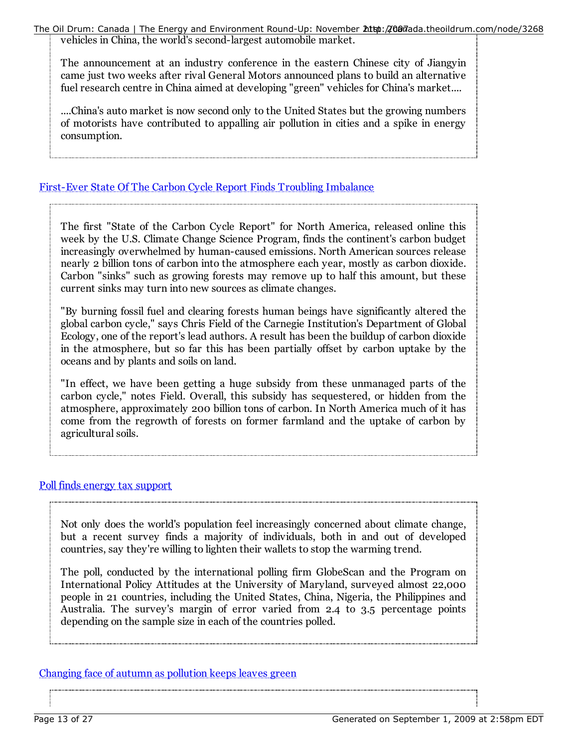vehicles in China, the world's second-largest automobile market.

The announcement at an industry conference in the eastern Chinese city of Jiangyin came just two weeks after rival General Motors announced plans to build an alternative fuel research centre in China aimed at developing "green" vehicles for China's market....

....China's auto market is now second only to the United States but the growing numbers of motorists have contributed to appalling air pollution in cities and a spike in energy consumption.

[First-Ever State Of The Carbon Cycle Report Finds Troubling Imbalance]

> The first "State of the Carbon Cycle Report" for North America, released online this week by the U.S. Climate Change Science Program, finds the continent's carbon budget increasingly overwhelmed by human-caused emissions. North American sources release nearly 2 billion tons of carbon into the atmosphere each year, mostly as carbon dioxide. Carbon "sinks" such as growing forests may remove up to half this amount, but these current sinks may turn into new sources as climate changes.
>
> "By burning fossil fuel and clearing forests human beings have significantly altered the global carbon cycle," says Chris Field of the Carnegie Institution's Department of Global Ecology, one of the report's lead authors. A result has been the buildup of carbon dioxide in the atmosphere, but so far this has been partially offset by carbon uptake by the oceans and by plants and soils on land.
>
> "In effect, we have been getting a huge subsidy from these unmanaged parts of the carbon cycle," notes Field. Overall, this subsidy has sequestered, or hidden from the atmosphere, approximately 200 billion tons of carbon. In North America much of it has come from the regrowth of forests on former farmland and the uptake of carbon by agricultural soils.

[Poll finds energy tax support]

> Not only does the world's population feel increasingly concerned about climate change, but a recent survey finds a majority of individuals, both in and out of developed countries, say they're willing to lighten their wallets to stop the warming trend.
>
> The poll, conducted by the international polling firm GlobeScan and the Program on International Policy Attitudes at the University of Maryland, surveyed almost 22,000 people in 21 countries, including the United States, China, Nigeria, the Philippines and Australia. The survey's margin of error varied from 2.4 to 3.5 percentage points depending on the sample size in each of the countries polled.

[Changing face of autumn as pollution keeps leaves green]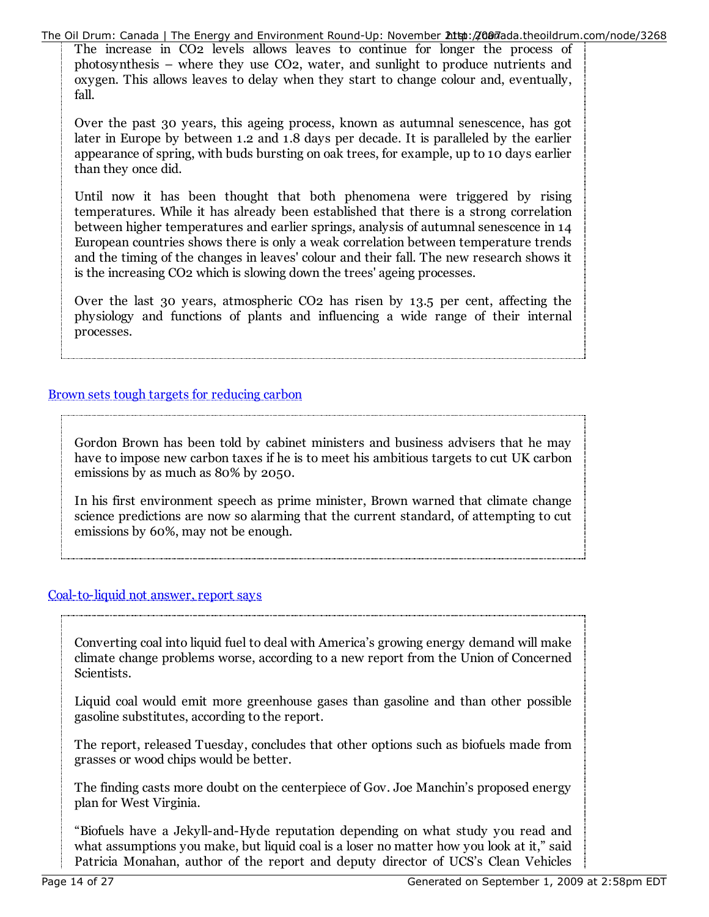The increase in $CO_2$ levels allows leaves to continue for longer the process of photosynthesis – where they use $CO_2$, water, and sunlight to produce nutrients and oxygen. This allows leaves to delay when they start to change colour and, eventually, fall.

Over the past 30 years, this ageing process, known as autumnal senescence, has got later in Europe by between 1.2 and 1.8 days per decade. It is paralleled by the earlier appearance of spring, with buds bursting on oak trees, for example, up to 10 days earlier than they once did.

Until now it has been thought that both phenomena were triggered by rising temperatures. While it has already been established that there is a strong correlation between higher temperatures and earlier springs, analysis of autumnal senescence in 14 European countries shows there is only a weak correlation between temperature trends and the timing of the changes in leaves' colour and their fall. The new research shows it is the increasing $CO_2$ which is slowing down the trees' ageing processes.

Over the last 30 years, atmospheric $CO_2$ has risen by 13.5 per cent, affecting the physiology and functions of plants and influencing a wide range of their internal processes.

## Brown sets tough targets for reducing carbon

Gordon Brown has been told by cabinet ministers and business advisers that he may have to impose new carbon taxes if he is to meet his ambitious targets to cut UK carbon emissions by as much as 80% by 2050.

In his first environment speech as prime minister, Brown warned that climate change science predictions are now so alarming that the current standard, of attempting to cut emissions by 60%, may not be enough.

## Coal-to-liquid not answer, report says

Converting coal into liquid fuel to deal with America's growing energy demand will make climate change problems worse, according to a new report from the Union of Concerned Scientists.

Liquid coal would emit more greenhouse gases than gasoline and than other possible gasoline substitutes, according to the report.

The report, released Tuesday, concludes that other options such as biofuels made from grasses or wood chips would be better.

The finding casts more doubt on the centerpiece of Gov. Joe Manchin's proposed energy plan for West Virginia.

"Biofuels have a Jekyll-and-Hyde reputation depending on what study you read and what assumptions you make, but liquid coal is a loser no matter how you look at it," said Patricia Monahan, author of the report and deputy director of UCS's Clean Vehicles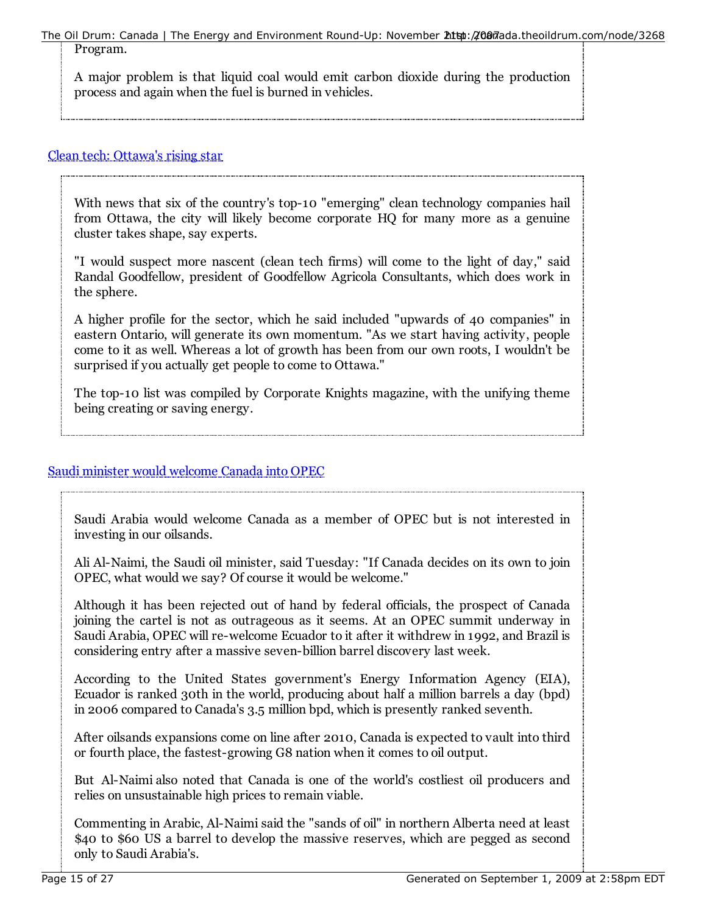Program.

A major problem is that liquid coal would emit carbon dioxide during the production process and again when the fuel is burned in vehicles.

[Clean tech: Ottawa's rising star]

With news that six of the country's top-10 "emerging" clean technology companies hail from Ottawa, the city will likely become corporate HQ for many more as a genuine cluster takes shape, say experts.

"I would suspect more nascent (clean tech firms) will come to the light of day," said Randal Goodfellow, president of Goodfellow Agricola Consultants, which does work in the sphere.

A higher profile for the sector, which he said included "upwards of 40 companies" in eastern Ontario, will generate its own momentum. "As we start having activity, people come to it as well. Whereas a lot of growth has been from our own roots, I wouldn't be surprised if you actually get people to come to Ottawa."

The top-10 list was compiled by Corporate Knights magazine, with the unifying theme being creating or saving energy.

[Saudi minister would welcome Canada into OPEC]

Saudi Arabia would welcome Canada as a member of OPEC but is not interested in investing in our oilsands.

Ali Al-Naimi, the Saudi oil minister, said Tuesday: "If Canada decides on its own to join OPEC, what would we say? Of course it would be welcome."

Although it has been rejected out of hand by federal officials, the prospect of Canada joining the cartel is not as outrageous as it seems. At an OPEC summit underway in Saudi Arabia, OPEC will re-welcome Ecuador to it after it withdrew in 1992, and Brazil is considering entry after a massive seven-billion barrel discovery last week.

According to the United States government's Energy Information Agency (EIA), Ecuador is ranked 30th in the world, producing about half a million barrels a day (bpd) in 2006 compared to Canada's 3.5 million bpd, which is presently ranked seventh.

After oilsands expansions come on line after 2010, Canada is expected to vault into third or fourth place, the fastest-growing G8 nation when it comes to oil output.

But Al-Naimi also noted that Canada is one of the world's costliest oil producers and relies on unsustainable high prices to remain viable.

Commenting in Arabic, Al-Naimi said the "sands of oil" in northern Alberta need at least $40 to $60 US a barrel to develop the massive reserves, which are pegged as second only to Saudi Arabia's.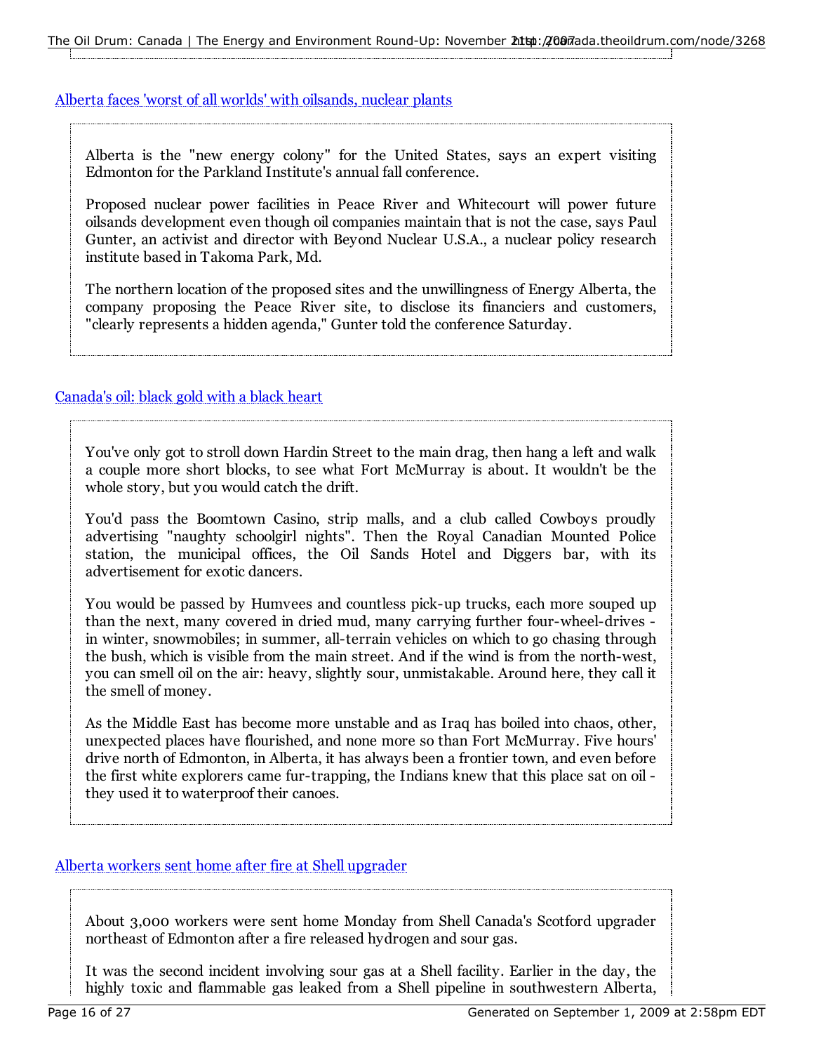[Alberta faces 'worst of all worlds' with oilsands, nuclear plants](#)

> Alberta is the "new energy colony" for the United States, says an expert visiting Edmonton for the Parkland Institute's annual fall conference.
>
> Proposed nuclear power facilities in Peace River and Whitecourt will power future oilsands development even though oil companies maintain that is not the case, says Paul Gunter, an activist and director with Beyond Nuclear U.S.A., a nuclear policy research institute based in Takoma Park, Md.
>
> The northern location of the proposed sites and the unwillingness of Energy Alberta, the company proposing the Peace River site, to disclose its financiers and customers, "clearly represents a hidden agenda," Gunter told the conference Saturday.

[Canada's oil: black gold with a black heart](#)

> You've only got to stroll down Hardin Street to the main drag, then hang a left and walk a couple more short blocks, to see what Fort McMurray is about. It wouldn't be the whole story, but you would catch the drift.
>
> You'd pass the Boomtown Casino, strip malls, and a club called Cowboys proudly advertising "naughty schoolgirl nights". Then the Royal Canadian Mounted Police station, the municipal offices, the Oil Sands Hotel and Diggers bar, with its advertisement for exotic dancers.
>
> You would be passed by Humvees and countless pick-up trucks, each more souped up than the next, many covered in dried mud, many carrying further four-wheel-drives - in winter, snowmobiles; in summer, all-terrain vehicles on which to go chasing through the bush, which is visible from the main street. And if the wind is from the north-west, you can smell oil on the air: heavy, slightly sour, unmistakable. Around here, they call it the smell of money.
>
> As the Middle East has become more unstable and as Iraq has boiled into chaos, other, unexpected places have flourished, and none more so than Fort McMurray. Five hours' drive north of Edmonton, in Alberta, it has always been a frontier town, and even before the first white explorers came fur-trapping, the Indians knew that this place sat on oil - they used it to waterproof their canoes.

[Alberta workers sent home after fire at Shell upgrader](#)

> About 3,000 workers were sent home Monday from Shell Canada's Scotford upgrader northeast of Edmonton after a fire released hydrogen and sour gas.
>
> It was the second incident involving sour gas at a Shell facility. Earlier in the day, the highly toxic and flammable gas leaked from a Shell pipeline in southwestern Alberta,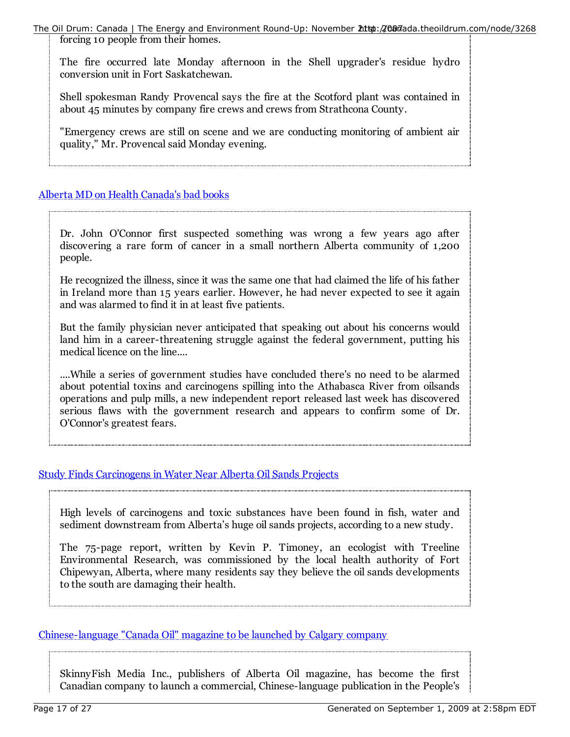forcing 10 people from their homes.

The fire occurred late Monday afternoon in the Shell upgrader's residue hydro conversion unit in Fort Saskatchewan.

Shell spokesman Randy Provencal says the fire at the Scotford plant was contained in about 45 minutes by company fire crews and crews from Strathcona County.

"Emergency crews are still on scene and we are conducting monitoring of ambient air quality," Mr. Provencal said Monday evening.

[Alberta MD on Health Canada's bad books]

> Dr. John O'Connor first suspected something was wrong a few years ago after discovering a rare form of cancer in a small northern Alberta community of 1,200 people.
>
> He recognized the illness, since it was the same one that had claimed the life of his father in Ireland more than 15 years earlier. However, he had never expected to see it again and was alarmed to find it in at least five patients.
>
> But the family physician never anticipated that speaking out about his concerns would land him in a career-threatening struggle against the federal government, putting his medical licence on the line....
>
> ....While a series of government studies have concluded there's no need to be alarmed about potential toxins and carcinogens spilling into the Athabasca River from oilsands operations and pulp mills, a new independent report released last week has discovered serious flaws with the government research and appears to confirm some of Dr. O'Connor's greatest fears.

[Study Finds Carcinogens in Water Near Alberta Oil Sands Projects]

> High levels of carcinogens and toxic substances have been found in fish, water and sediment downstream from Alberta's huge oil sands projects, according to a new study.
>
> The 75-page report, written by Kevin P. Timoney, an ecologist with Treeline Environmental Research, was commissioned by the local health authority of Fort Chipewyan, Alberta, where many residents say they believe the oil sands developments to the south are damaging their health.

[Chinese-language "Canada Oil" magazine to be launched by Calgary company]

> SkinnyFish Media Inc., publishers of Alberta Oil magazine, has become the first Canadian company to launch a commercial, Chinese-language publication in the People's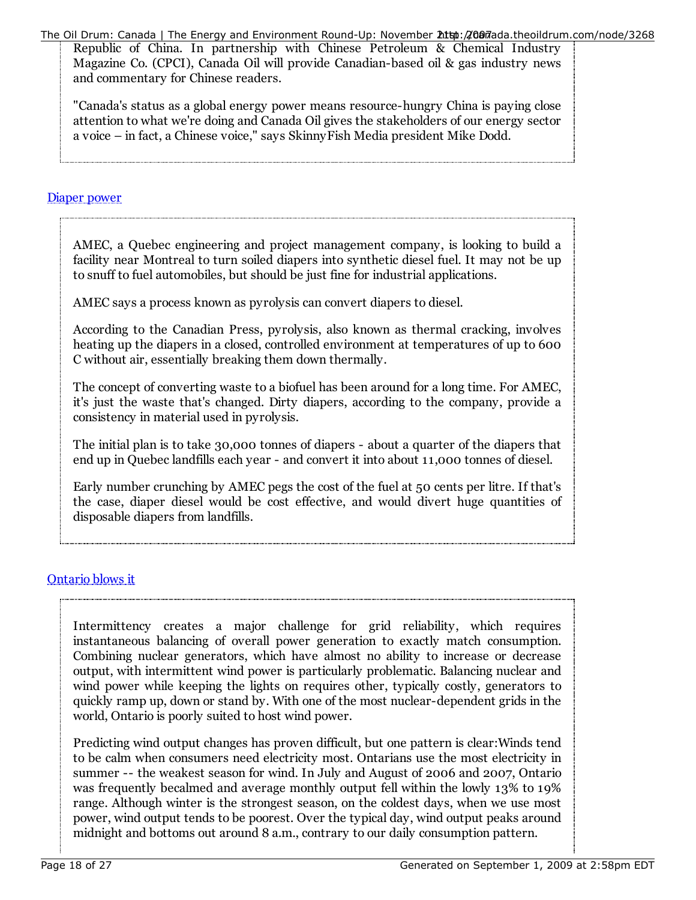Republic of China. In partnership with Chinese Petroleum & Chemical Industry Magazine Co. (CPCI), Canada Oil will provide Canadian-based oil & gas industry news and commentary for Chinese readers.

"Canada's status as a global energy power means resource-hungry China is paying close attention to what we're doing and Canada Oil gives the stakeholders of our energy sector a voice – in fact, a Chinese voice," says SkinnyFish Media president Mike Dodd.

## Diaper power

AMEC, a Quebec engineering and project management company, is looking to build a facility near Montreal to turn soiled diapers into synthetic diesel fuel. It may not be up to snuff to fuel automobiles, but should be just fine for industrial applications.

AMEC says a process known as pyrolysis can convert diapers to diesel.

According to the Canadian Press, pyrolysis, also known as thermal cracking, involves heating up the diapers in a closed, controlled environment at temperatures of up to 600 C without air, essentially breaking them down thermally.

The concept of converting waste to a biofuel has been around for a long time. For AMEC, it's just the waste that's changed. Dirty diapers, according to the company, provide a consistency in material used in pyrolysis.

The initial plan is to take 30,000 tonnes of diapers - about a quarter of the diapers that end up in Quebec landfills each year - and convert it into about 11,000 tonnes of diesel.

Early number crunching by AMEC pegs the cost of the fuel at 50 cents per litre. If that's the case, diaper diesel would be cost effective, and would divert huge quantities of disposable diapers from landfills.

## Ontario blows it

Intermittency creates a major challenge for grid reliability, which requires instantaneous balancing of overall power generation to exactly match consumption. Combining nuclear generators, which have almost no ability to increase or decrease output, with intermittent wind power is particularly problematic. Balancing nuclear and wind power while keeping the lights on requires other, typically costly, generators to quickly ramp up, down or stand by. With one of the most nuclear-dependent grids in the world, Ontario is poorly suited to host wind power.

Predicting wind output changes has proven difficult, but one pattern is clear:Winds tend to be calm when consumers need electricity most. Ontarians use the most electricity in summer -- the weakest season for wind. In July and August of 2006 and 2007, Ontario was frequently becalmed and average monthly output fell within the lowly 13% to 19% range. Although winter is the strongest season, on the coldest days, when we use most power, wind output tends to be poorest. Over the typical day, wind output peaks around midnight and bottoms out around 8 a.m., contrary to our daily consumption pattern.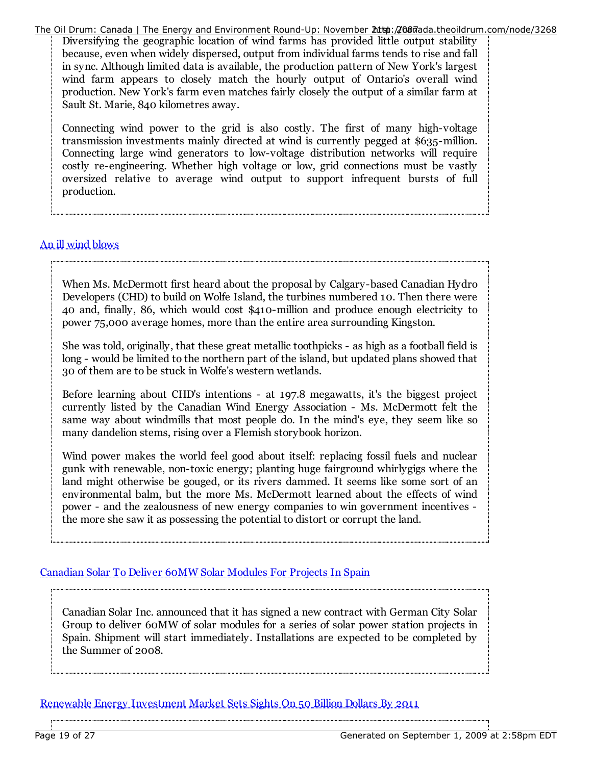Diversifying the geographic location of wind farms has provided little output stability because, even when widely dispersed, output from individual farms tends to rise and fall in sync. Although limited data is available, the production pattern of New York's largest wind farm appears to closely match the hourly output of Ontario's overall wind production. New York's farm even matches fairly closely the output of a similar farm at Sault St. Marie, 840 kilometres away.

Connecting wind power to the grid is also costly. The first of many high-voltage transmission investments mainly directed at wind is currently pegged at $635-million. Connecting large wind generators to low-voltage distribution networks will require costly re-engineering. Whether high voltage or low, grid connections must be vastly oversized relative to average wind output to support infrequent bursts of full production.

An ill wind blows

> When Ms. McDermott first heard about the proposal by Calgary-based Canadian Hydro Developers (CHD) to build on Wolfe Island, the turbines numbered 10. Then there were 40 and, finally, 86, which would cost $410-million and produce enough electricity to power 75,000 average homes, more than the entire area surrounding Kingston.
>
> She was told, originally, that these great metallic toothpicks - as high as a football field is long - would be limited to the northern part of the island, but updated plans showed that 30 of them are to be stuck in Wolfe's western wetlands.
>
> Before learning about CHD's intentions - at 197.8 megawatts, it's the biggest project currently listed by the Canadian Wind Energy Association - Ms. McDermott felt the same way about windmills that most people do. In the mind's eye, they seem like so many dandelion stems, rising over a Flemish storybook horizon.
>
> Wind power makes the world feel good about itself: replacing fossil fuels and nuclear gunk with renewable, non-toxic energy; planting huge fairground whirlygigs where the land might otherwise be gouged, or its rivers dammed. It seems like some sort of an environmental balm, but the more Ms. McDermott learned about the effects of wind power - and the zealousness of new energy companies to win government incentives - the more she saw it as possessing the potential to distort or corrupt the land.

Canadian Solar To Deliver 60MW Solar Modules For Projects In Spain

> Canadian Solar Inc. announced that it has signed a new contract with German City Solar Group to deliver 60MW of solar modules for a series of solar power station projects in Spain. Shipment will start immediately. Installations are expected to be completed by the Summer of 2008.

Renewable Energy Investment Market Sets Sights On 50 Billion Dollars By 2011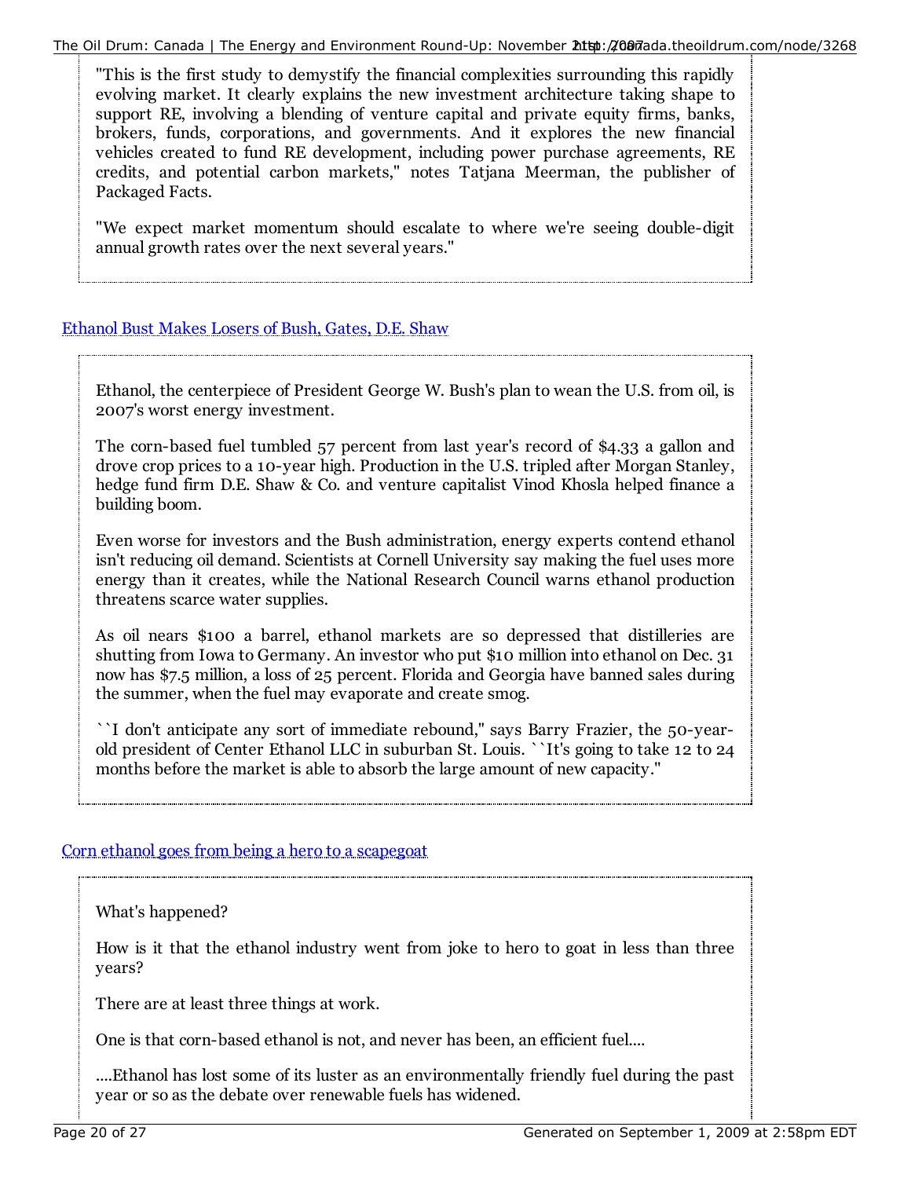> "This is the first study to demystify the financial complexities surrounding this rapidly evolving market. It clearly explains the new investment architecture taking shape to support RE, involving a blending of venture capital and private equity firms, banks, brokers, funds, corporations, and governments. And it explores the new financial vehicles created to fund RE development, including power purchase agreements, RE credits, and potential carbon markets," notes Tatjana Meerman, the publisher of Packaged Facts.
>
> "We expect market momentum should escalate to where we're seeing double-digit annual growth rates over the next several years."

[Ethanol Bust Makes Losers of Bush, Gates, D.E. Shaw]

> Ethanol, the centerpiece of President George W. Bush's plan to wean the U.S. from oil, is 2007's worst energy investment.
>
> The corn-based fuel tumbled 57 percent from last year's record of $4.33 a gallon and drove crop prices to a 10-year high. Production in the U.S. tripled after Morgan Stanley, hedge fund firm D.E. Shaw & Co. and venture capitalist Vinod Khosla helped finance a building boom.
>
> Even worse for investors and the Bush administration, energy experts contend ethanol isn't reducing oil demand. Scientists at Cornell University say making the fuel uses more energy than it creates, while the National Research Council warns ethanol production threatens scarce water supplies.
>
> As oil nears $100 a barrel, ethanol markets are so depressed that distilleries are shutting from Iowa to Germany. An investor who put $10 million into ethanol on Dec. 31 now has $7.5 million, a loss of 25 percent. Florida and Georgia have banned sales during the summer, when the fuel may evaporate and create smog.
>
> ``I don't anticipate any sort of immediate rebound,'' says Barry Frazier, the 50-year-old president of Center Ethanol LLC in suburban St. Louis. ``It's going to take 12 to 24 months before the market is able to absorb the large amount of new capacity.''

[Corn ethanol goes from being a hero to a scapegoat]

> What's happened?
>
> How is it that the ethanol industry went from joke to hero to goat in less than three years?
>
> There are at least three things at work.
>
> One is that corn-based ethanol is not, and never has been, an efficient fuel....
>
> ....Ethanol has lost some of its luster as an environmentally friendly fuel during the past year or so as the debate over renewable fuels has widened.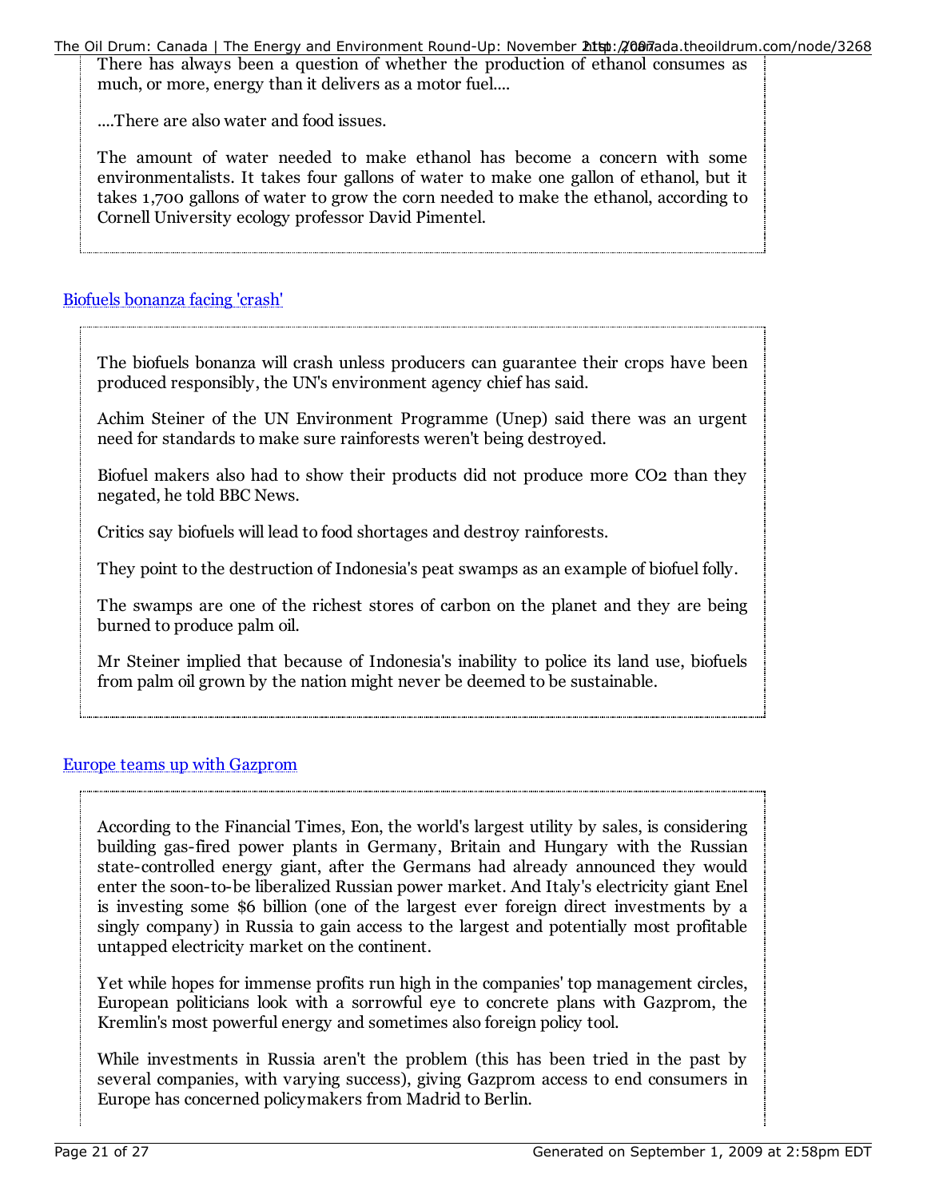There has always been a question of whether the production of ethanol consumes as much, or more, energy than it delivers as a motor fuel....

....There are also water and food issues.

The amount of water needed to make ethanol has become a concern with some environmentalists. It takes four gallons of water to make one gallon of ethanol, but it takes 1,700 gallons of water to grow the corn needed to make the ethanol, according to Cornell University ecology professor David Pimentel.

[Biofuels bonanza facing 'crash']

> The biofuels bonanza will crash unless producers can guarantee their crops have been produced responsibly, the UN's environment agency chief has said.
>
> Achim Steiner of the UN Environment Programme (Unep) said there was an urgent need for standards to make sure rainforests weren't being destroyed.
>
> Biofuel makers also had to show their products did not produce more $CO_2$ than they negated, he told BBC News.
>
> Critics say biofuels will lead to food shortages and destroy rainforests.
>
> They point to the destruction of Indonesia's peat swamps as an example of biofuel folly.
>
> The swamps are one of the richest stores of carbon on the planet and they are being burned to produce palm oil.
>
> Mr Steiner implied that because of Indonesia's inability to police its land use, biofuels from palm oil grown by the nation might never be deemed to be sustainable.

[Europe teams up with Gazprom]

> According to the Financial Times, Eon, the world's largest utility by sales, is considering building gas-fired power plants in Germany, Britain and Hungary with the Russian state-controlled energy giant, after the Germans had already announced they would enter the soon-to-be liberalized Russian power market. And Italy's electricity giant Enel is investing some $6 billion (one of the largest ever foreign direct investments by a singly company) in Russia to gain access to the largest and potentially most profitable untapped electricity market on the continent.
>
> Yet while hopes for immense profits run high in the companies' top management circles, European politicians look with a sorrowful eye to concrete plans with Gazprom, the Kremlin's most powerful energy and sometimes also foreign policy tool.
>
> While investments in Russia aren't the problem (this has been tried in the past by several companies, with varying success), giving Gazprom access to end consumers in Europe has concerned policymakers from Madrid to Berlin.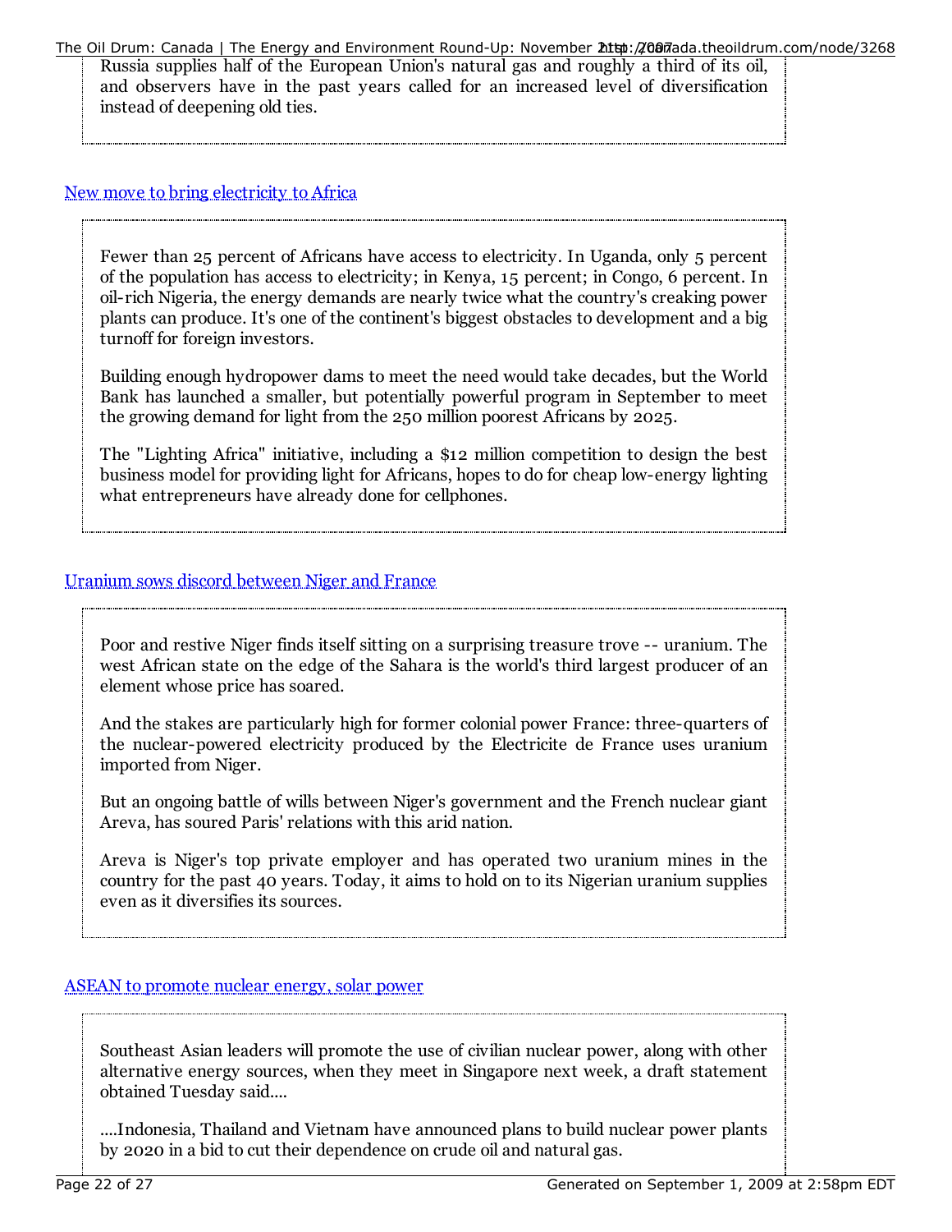Russia supplies half of the European Union's natural gas and roughly a third of its oil, and observers have in the past years called for an increased level of diversification instead of deepening old ties.

[New move to bring electricity to Africa]

> Fewer than 25 percent of Africans have access to electricity. In Uganda, only 5 percent of the population has access to electricity; in Kenya, 15 percent; in Congo, 6 percent. In oil-rich Nigeria, the energy demands are nearly twice what the country's creaking power plants can produce. It's one of the continent's biggest obstacles to development and a big turnoff for foreign investors.
>
> Building enough hydropower dams to meet the need would take decades, but the World Bank has launched a smaller, but potentially powerful program in September to meet the growing demand for light from the 250 million poorest Africans by 2025.
>
> The "Lighting Africa" initiative, including a $12 million competition to design the best business model for providing light for Africans, hopes to do for cheap low-energy lighting what entrepreneurs have already done for cellphones.

[Uranium sows discord between Niger and France]

> Poor and restive Niger finds itself sitting on a surprising treasure trove -- uranium. The west African state on the edge of the Sahara is the world's third largest producer of an element whose price has soared.
>
> And the stakes are particularly high for former colonial power France: three-quarters of the nuclear-powered electricity produced by the Electricite de France uses uranium imported from Niger.
>
> But an ongoing battle of wills between Niger's government and the French nuclear giant Areva, has soured Paris' relations with this arid nation.
>
> Areva is Niger's top private employer and has operated two uranium mines in the country for the past 40 years. Today, it aims to hold on to its Nigerian uranium supplies even as it diversifies its sources.

[ASEAN to promote nuclear energy, solar power]

> Southeast Asian leaders will promote the use of civilian nuclear power, along with other alternative energy sources, when they meet in Singapore next week, a draft statement obtained Tuesday said....
>
> ....Indonesia, Thailand and Vietnam have announced plans to build nuclear power plants by 2020 in a bid to cut their dependence on crude oil and natural gas.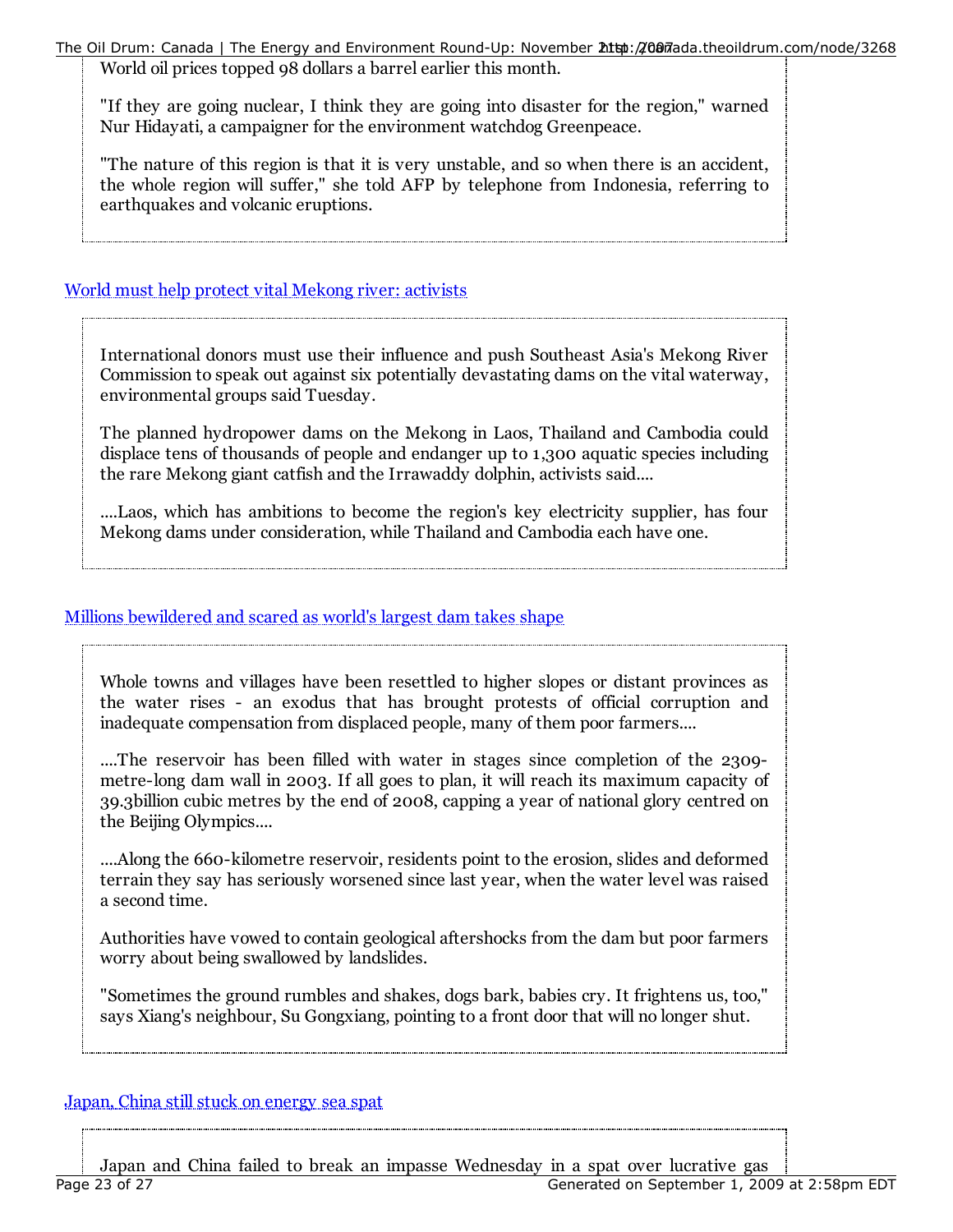World oil prices topped 98 dollars a barrel earlier this month.

"If they are going nuclear, I think they are going into disaster for the region," warned Nur Hidayati, a campaigner for the environment watchdog Greenpeace.

"The nature of this region is that it is very unstable, and so when there is an accident, the whole region will suffer," she told AFP by telephone from Indonesia, referring to earthquakes and volcanic eruptions.

[World must help protect vital Mekong river: activists]()

> International donors must use their influence and push Southeast Asia's Mekong River Commission to speak out against six potentially devastating dams on the vital waterway, environmental groups said Tuesday.
>
> The planned hydropower dams on the Mekong in Laos, Thailand and Cambodia could displace tens of thousands of people and endanger up to 1,300 aquatic species including the rare Mekong giant catfish and the Irrawaddy dolphin, activists said....
>
> ....Laos, which has ambitions to become the region's key electricity supplier, has four Mekong dams under consideration, while Thailand and Cambodia each have one.

[Millions bewildered and scared as world's largest dam takes shape]()

> Whole towns and villages have been resettled to higher slopes or distant provinces as the water rises - an exodus that has brought protests of official corruption and inadequate compensation from displaced people, many of them poor farmers....
>
> ....The reservoir has been filled with water in stages since completion of the 2309-metre-long dam wall in 2003. If all goes to plan, it will reach its maximum capacity of 39.3billion cubic metres by the end of 2008, capping a year of national glory centred on the Beijing Olympics....
>
> ....Along the 660-kilometre reservoir, residents point to the erosion, slides and deformed terrain they say has seriously worsened since last year, when the water level was raised a second time.
>
> Authorities have vowed to contain geological aftershocks from the dam but poor farmers worry about being swallowed by landslides.
>
> "Sometimes the ground rumbles and shakes, dogs bark, babies cry. It frightens us, too," says Xiang's neighbour, Su Gongxiang, pointing to a front door that will no longer shut.

[Japan, China still stuck on energy sea spat]()

> Japan and China failed to break an impasse Wednesday in a spat over lucrative gas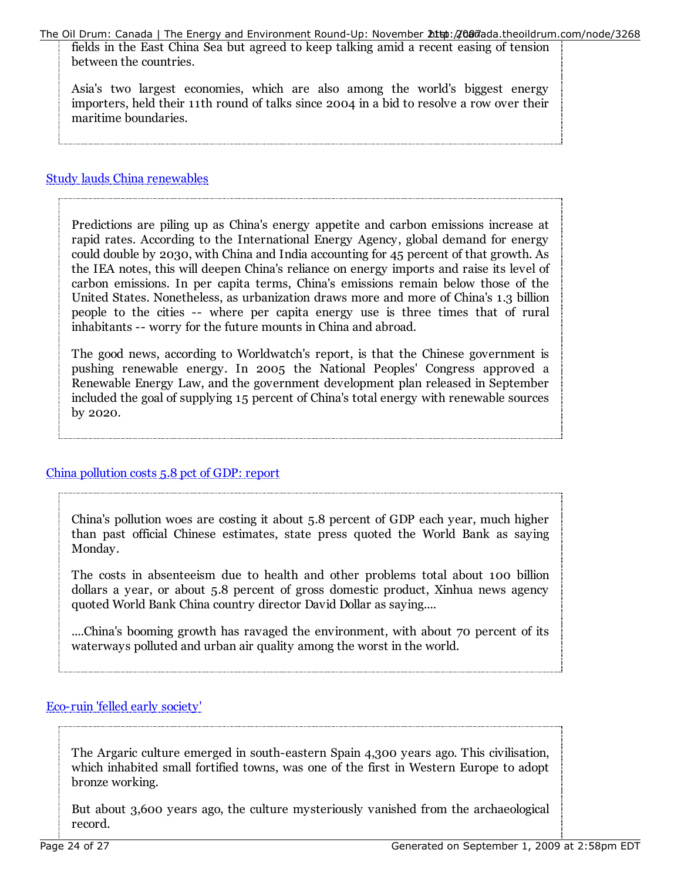fields in the East China Sea but agreed to keep talking amid a recent easing of tension between the countries.

> Asia's two largest economies, which are also among the world's biggest energy importers, held their 11th round of talks since 2004 in a bid to resolve a row over their maritime boundaries.

[Study lauds China renewables]

> Predictions are piling up as China's energy appetite and carbon emissions increase at rapid rates. According to the International Energy Agency, global demand for energy could double by 2030, with China and India accounting for 45 percent of that growth. As the IEA notes, this will deepen China's reliance on energy imports and raise its level of carbon emissions. In per capita terms, China's emissions remain below those of the United States. Nonetheless, as urbanization draws more and more of China's 1.3 billion people to the cities -- where per capita energy use is three times that of rural inhabitants -- worry for the future mounts in China and abroad.
>
> The good news, according to Worldwatch's report, is that the Chinese government is pushing renewable energy. In 2005 the National Peoples' Congress approved a Renewable Energy Law, and the government development plan released in September included the goal of supplying 15 percent of China's total energy with renewable sources by 2020.

[China pollution costs 5.8 pct of GDP: report]

> China's pollution woes are costing it about 5.8 percent of GDP each year, much higher than past official Chinese estimates, state press quoted the World Bank as saying Monday.
>
> The costs in absenteeism due to health and other problems total about 100 billion dollars a year, or about 5.8 percent of gross domestic product, Xinhua news agency quoted World Bank China country director David Dollar as saying....
>
> ....China's booming growth has ravaged the environment, with about 70 percent of its waterways polluted and urban air quality among the worst in the world.

[Eco-ruin 'felled early society']

> The Argaric culture emerged in south-eastern Spain 4,300 years ago. This civilisation, which inhabited small fortified towns, was one of the first in Western Europe to adopt bronze working.
>
> But about 3,600 years ago, the culture mysteriously vanished from the archaeological record.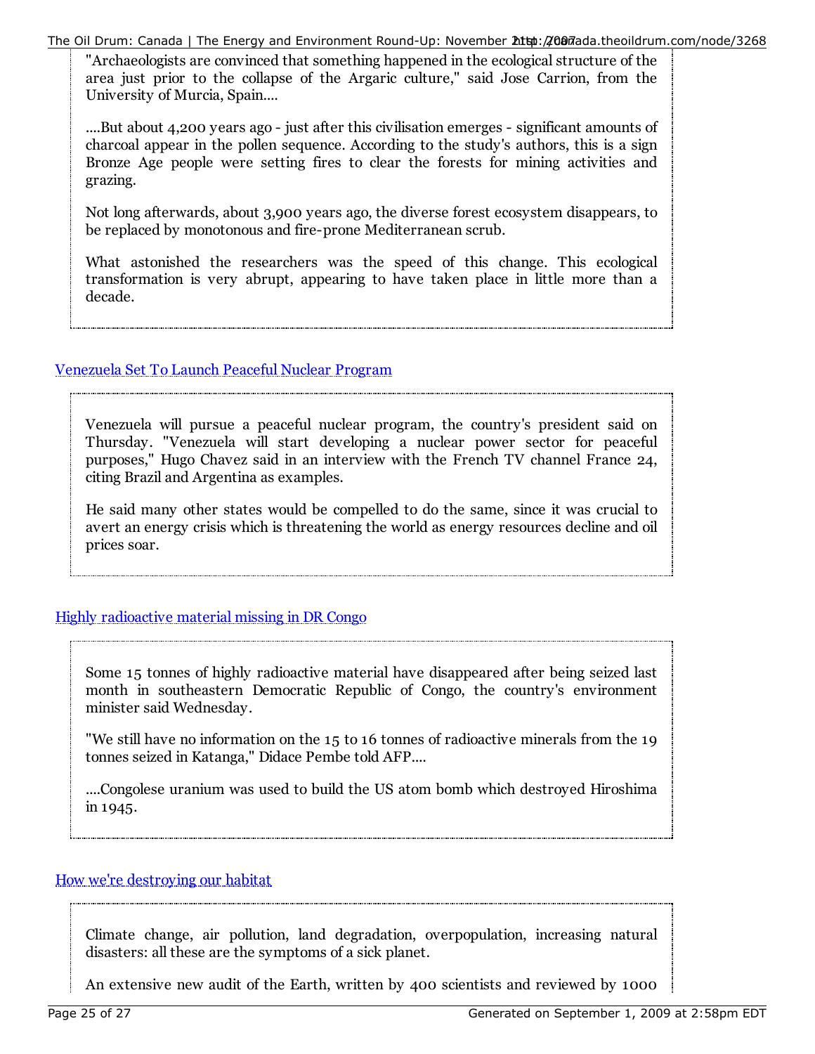"Archaeologists are convinced that something happened in the ecological structure of the area just prior to the collapse of the Argaric culture," said Jose Carrion, from the University of Murcia, Spain....

....But about 4,200 years ago - just after this civilisation emerges - significant amounts of charcoal appear in the pollen sequence. According to the study's authors, this is a sign Bronze Age people were setting fires to clear the forests for mining activities and grazing.

Not long afterwards, about 3,900 years ago, the diverse forest ecosystem disappears, to be replaced by monotonous and fire-prone Mediterranean scrub.

What astonished the researchers was the speed of this change. This ecological transformation is very abrupt, appearing to have taken place in little more than a decade.

[Venezuela Set To Launch Peaceful Nuclear Program]

> Venezuela will pursue a peaceful nuclear program, the country's president said on Thursday. "Venezuela will start developing a nuclear power sector for peaceful purposes," Hugo Chavez said in an interview with the French TV channel France 24, citing Brazil and Argentina as examples.
>
> He said many other states would be compelled to do the same, since it was crucial to avert an energy crisis which is threatening the world as energy resources decline and oil prices soar.

[Highly radioactive material missing in DR Congo]

> Some 15 tonnes of highly radioactive material have disappeared after being seized last month in southeastern Democratic Republic of Congo, the country's environment minister said Wednesday.
>
> "We still have no information on the 15 to 16 tonnes of radioactive minerals from the 19 tonnes seized in Katanga," Didace Pembe told AFP....
>
> ....Congolese uranium was used to build the US atom bomb which destroyed Hiroshima in 1945.

[How we're destroying our habitat]

> Climate change, air pollution, land degradation, overpopulation, increasing natural disasters: all these are the symptoms of a sick planet.
>
> An extensive new audit of the Earth, written by 400 scientists and reviewed by 1000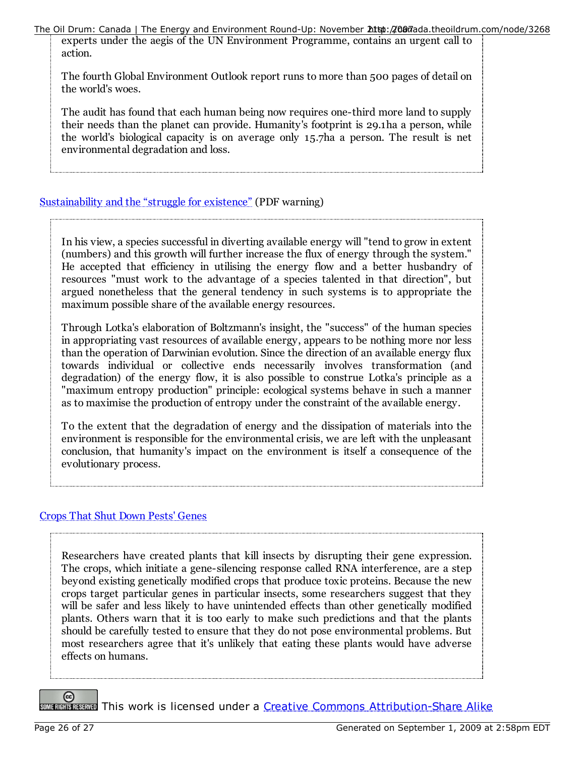experts under the aegis of the UN Environment Programme, contains an urgent call to action.

The fourth Global Environment Outlook report runs to more than 500 pages of detail on the world's woes.

The audit has found that each human being now requires one-third more land to supply their needs than the planet can provide. Humanity's footprint is 29.1ha a person, while the world's biological capacity is on average only 15.7ha a person. The result is net environmental degradation and loss.

Sustainability and the "struggle for existence" (PDF warning)

> In his view, a species successful in diverting available energy will "tend to grow in extent (numbers) and this growth will further increase the flux of energy through the system." He accepted that efficiency in utilising the energy flow and a better husbandry of resources "must work to the advantage of a species talented in that direction", but argued nonetheless that the general tendency in such systems is to appropriate the maximum possible share of the available energy resources.
>
> Through Lotka's elaboration of Boltzmann's insight, the "success" of the human species in appropriating vast resources of available energy, appears to be nothing more nor less than the operation of Darwinian evolution. Since the direction of an available energy flux towards individual or collective ends necessarily involves transformation (and degradation) of the energy flow, it is also possible to construe Lotka's principle as a "maximum entropy production" principle: ecological systems behave in such a manner as to maximise the production of entropy under the constraint of the available energy.
>
> To the extent that the degradation of energy and the dissipation of materials into the environment is responsible for the environmental crisis, we are left with the unpleasant conclusion, that humanity's impact on the environment is itself a consequence of the evolutionary process.

Crops That Shut Down Pests' Genes

> Researchers have created plants that kill insects by disrupting their gene expression. The crops, which initiate a gene-silencing response called RNA interference, are a step beyond existing genetically modified crops that produce toxic proteins. Because the new crops target particular genes in particular insects, some researchers suggest that they will be safer and less likely to have unintended effects than other genetically modified plants. Others warn that it is too early to make such predictions and that the plants should be carefully tested to ensure that they do not pose environmental problems. But most researchers agree that it's unlikely that eating these plants would have adverse effects on humans.

This work is licensed under a Creative Commons Attribution-Share Alike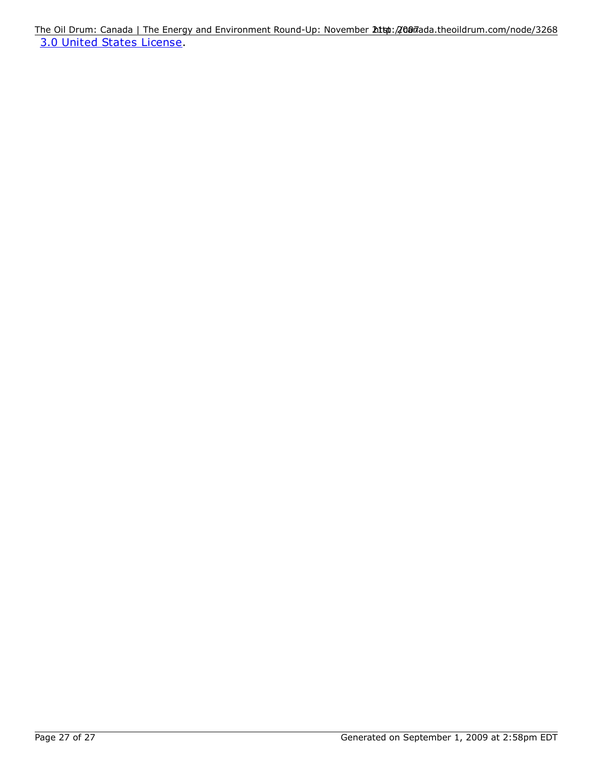3.0 United States License.